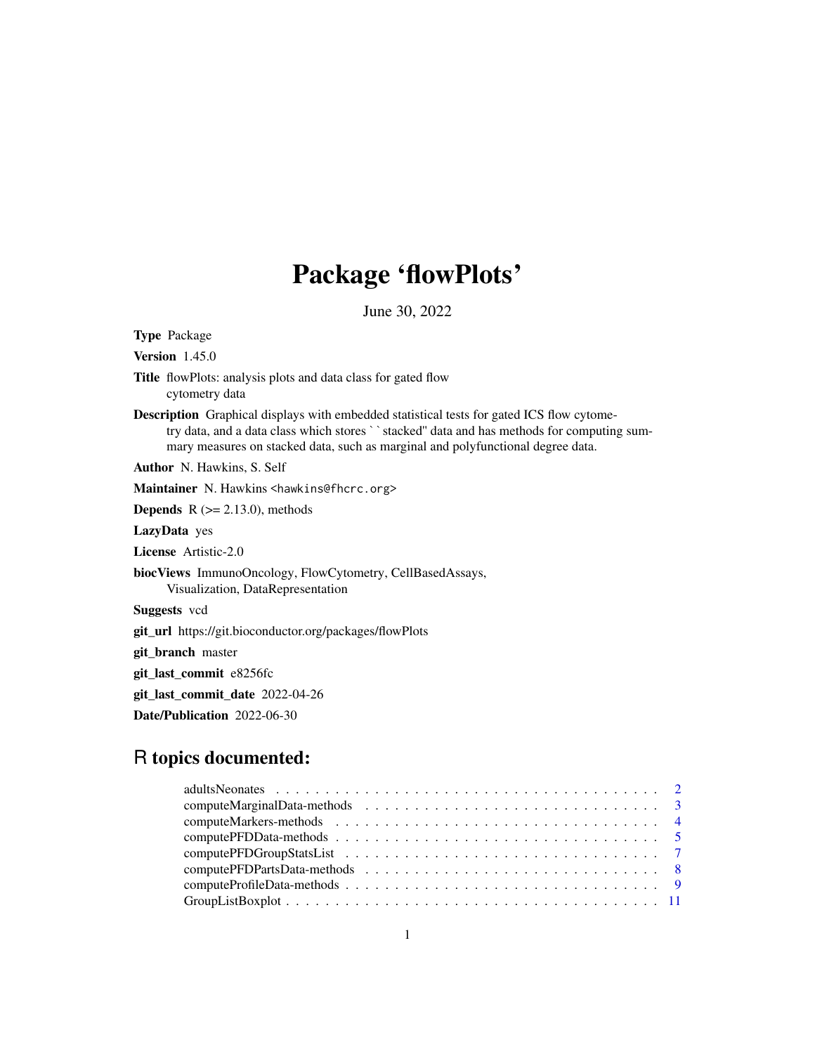# Package 'flowPlots'

June 30, 2022

**Type** Package

**Version** 1.45.0

**Title** flowPlots: analysis plots and data class for gated flow cytometry data

**Description** Graphical displays with embedded statistical tests for gated ICS flow cytometry data, and a data class which stores ``stacked'' data and has methods for computing summary measures on stacked data, such as marginal and polyfunctional degree data.

**Author** N. Hawkins, S. Self

**Maintainer** N. Hawkins <hawkins@fhcrc.org>

**Depends** R (>= 2.13.0), methods

**LazyData** yes

**License** Artistic-2.0

**biocViews** ImmunoOncology, FlowCytometry, CellBasedAssays, Visualization, DataRepresentation

**Suggests** vcd

**git_url** https://git.bioconductor.org/packages/flowPlots

**git_branch** master

**git_last_commit** e8256fc

**git_last_commit_date** 2022-04-26

**Date/Publication** 2022-06-30

## R topics documented:

- adultsNeonates . . . . . . . . . . . . . . . . . . . . . . . . . . . . . . . . . . . . . . 2
- computeMarginalData-methods . . . . . . . . . . . . . . . . . . . . . . . . . . . . . 3
- computeMarkers-methods . . . . . . . . . . . . . . . . . . . . . . . . . . . . . . . . 4
- computePFDData-methods . . . . . . . . . . . . . . . . . . . . . . . . . . . . . . . . 5
- computePFDGroupStatsList . . . . . . . . . . . . . . . . . . . . . . . . . . . . . . . 7
- computePFDPartsData-methods . . . . . . . . . . . . . . . . . . . . . . . . . . . . . 8
- computeProfileData-methods . . . . . . . . . . . . . . . . . . . . . . . . . . . . . . 9
- GroupListBoxplot . . . . . . . . . . . . . . . . . . . . . . . . . . . . . . . . . . . . 11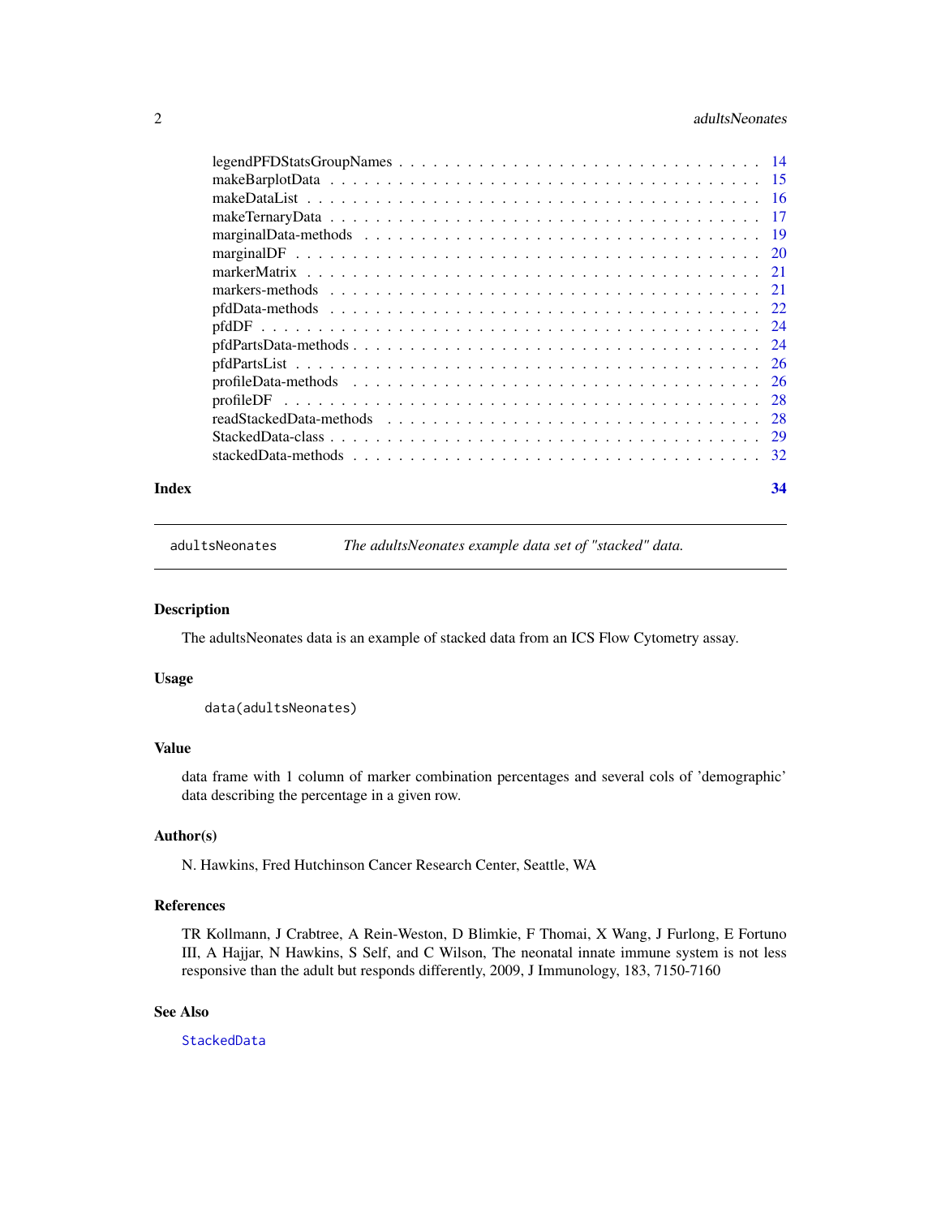| | |
|---|---|
| legendPFDStatsGroupNames | 14 |
| makeBarplotData | 15 |
| makeDataList | 16 |
| makeTernaryData | 17 |
| marginalData-methods | 19 |
| marginalDF | 20 |
| markerMatrix | 21 |
| markers-methods | 21 |
| pfdData-methods | 22 |
| pfdDF | 24 |
| pfdPartsData-methods | 24 |
| pfdPartsList | 26 |
| profileData-methods | 26 |
| profileDF | 28 |
| readStackedData-methods | 28 |
| StackedData-class | 29 |
| stackedData-methods | 32 |

**Index** **34**

---

`adultsNeonates` *The adultsNeonates example data set of "stacked" data.*

---

## Description

The adultsNeonates data is an example of stacked data from an ICS Flow Cytometry assay.

## Usage

```
data(adultsNeonates)
```

## Value

data frame with 1 column of marker combination percentages and several cols of 'demographic' data describing the percentage in a given row.

## Author(s)

N. Hawkins, Fred Hutchinson Cancer Research Center, Seattle, WA

## References

TR Kollmann, J Crabtree, A Rein-Weston, D Blimkie, F Thomai, X Wang, J Furlong, E Fortuno III, A Hajjar, N Hawkins, S Self, and C Wilson, The neonatal innate immune system is not less responsive than the adult but responds differently, 2009, J Immunology, 183, 7150-7160

## See Also

StackedData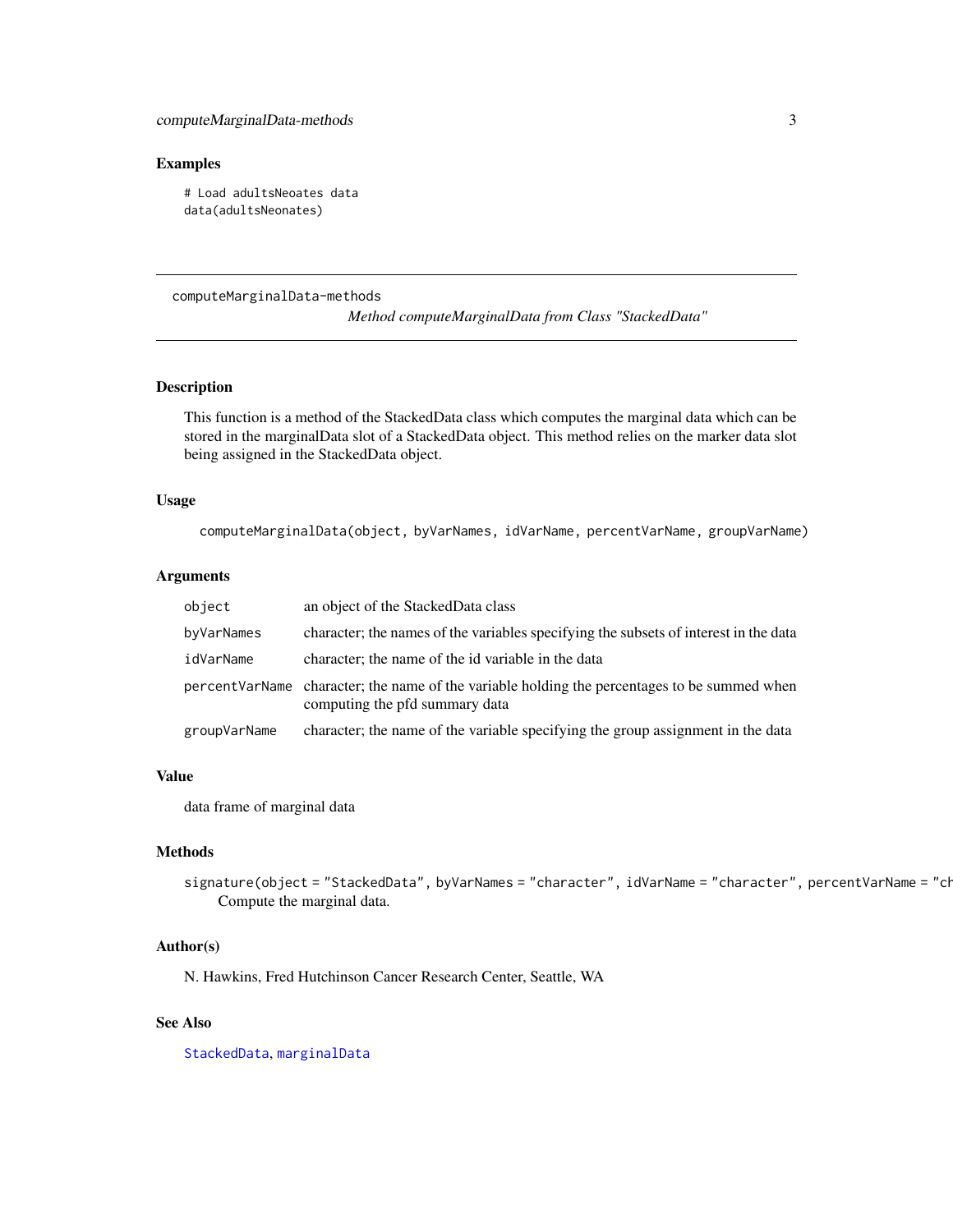## Examples

```
# Load adultsNeoates data
data(adultsNeonates)
```

---

computeMarginalData-methods

*Method computeMarginalData from Class "StackedData"*

---

## Description

This function is a method of the StackedData class which computes the marginal data which can be stored in the marginalData slot of a StackedData object. This method relies on the marker data slot being assigned in the StackedData object.

## Usage

```
computeMarginalData(object, byVarNames, idVarName, percentVarName, groupVarName)
```

## Arguments

| | |
|---|---|
| `object` | an object of the StackedData class |
| `byVarNames` | character; the names of the variables specifying the subsets of interest in the data |
| `idVarName` | character; the name of the id variable in the data |
| `percentVarName` | character; the name of the variable holding the percentages to be summed when computing the pfd summary data |
| `groupVarName` | character; the name of the variable specifying the group assignment in the data |

## Value

data frame of marginal data

## Methods

`signature(object = "StackedData", byVarNames = "character", idVarName = "character", percentVarName = "ch`
Compute the marginal data.

## Author(s)

N. Hawkins, Fred Hutchinson Cancer Research Center, Seattle, WA

## See Also

`StackedData`, `marginalData`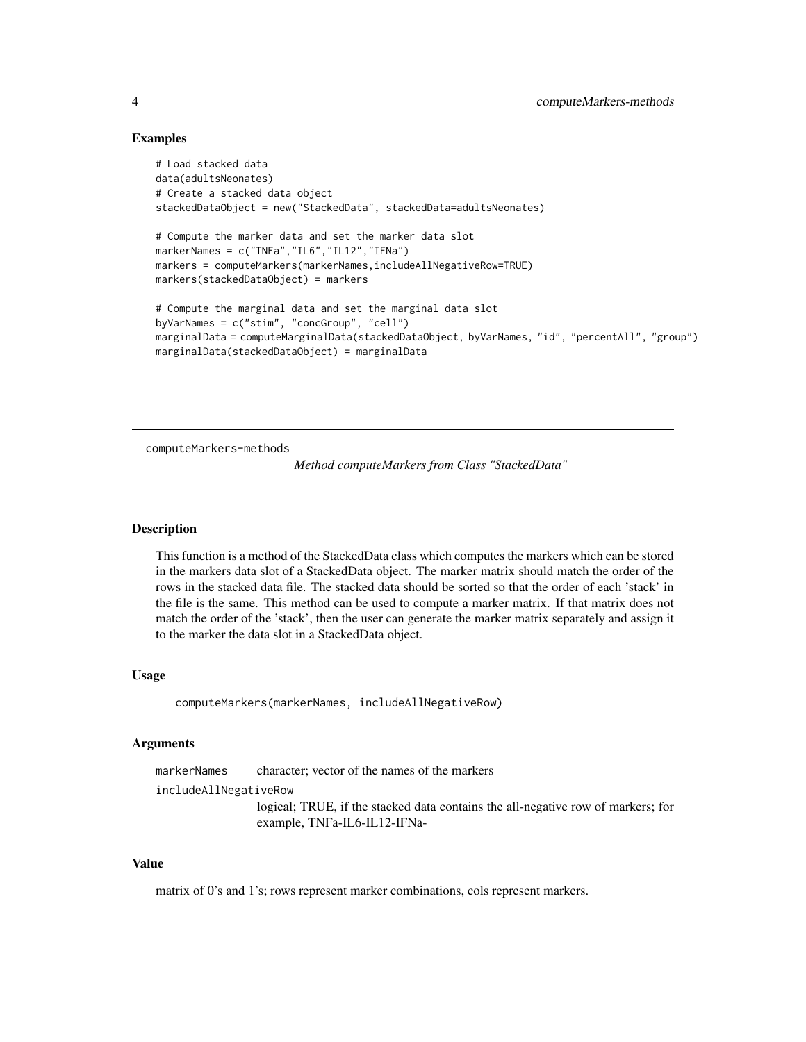### Examples

```
# Load stacked data
data(adultsNeonates)
# Create a stacked data object
stackedDataObject = new("StackedData", stackedData=adultsNeonates)

# Compute the marker data and set the marker data slot
markerNames = c("TNFa","IL6","IL12","IFNa")
markers = computeMarkers(markerNames,includeAllNegativeRow=TRUE)
markers(stackedDataObject) = markers

# Compute the marginal data and set the marginal data slot
byVarNames = c("stim", "concGroup", "cell")
marginalData = computeMarginalData(stackedDataObject, byVarNames, "id", "percentAll", "group")
marginalData(stackedDataObject) = marginalData
```

---

## computeMarkers-methods

*Method computeMarkers from Class "StackedData"*

---

### Description

This function is a method of the StackedData class which computes the markers which can be stored in the markers data slot of a StackedData object. The marker matrix should match the order of the rows in the stacked data file. The stacked data should be sorted so that the order of each 'stack' in the file is the same. This method can be used to compute a marker matrix. If that matrix does not match the order of the 'stack', then the user can generate the marker matrix separately and assign it to the marker the data slot in a StackedData object.

### Usage

```
computeMarkers(markerNames, includeAllNegativeRow)
```

### Arguments

- `markerNames` — character; vector of the names of the markers
- `includeAllNegativeRow` — logical; TRUE, if the stacked data contains the all-negative row of markers; for example, TNFa-IL6-IL12-IFNa-

### Value

matrix of 0's and 1's; rows represent marker combinations, cols represent markers.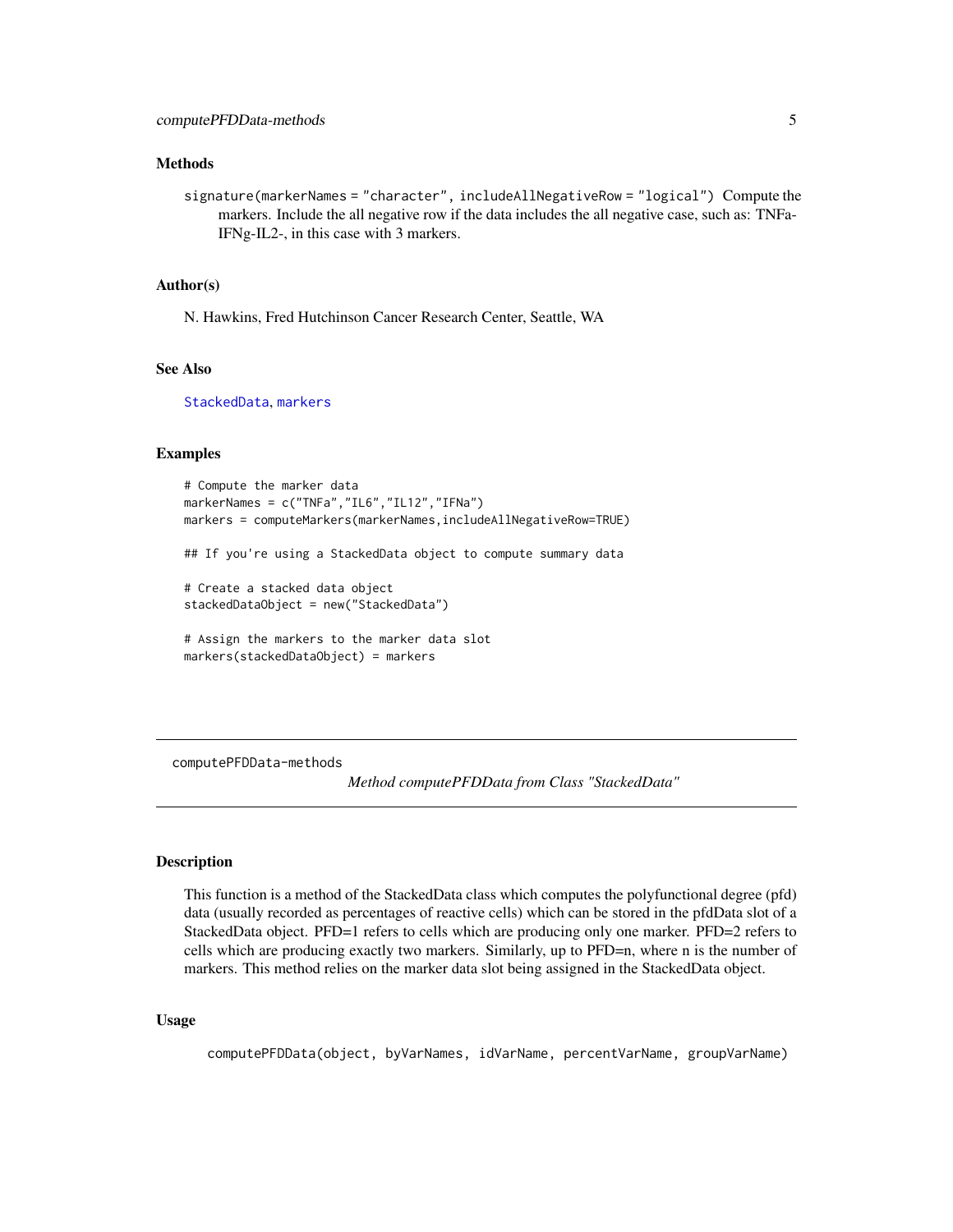### Methods

`signature(markerNames = "character", includeAllNegativeRow = "logical")` Compute the markers. Include the all negative row if the data includes the all negative case, such as: TNFa-IFNg-IL2-, in this case with 3 markers.

### Author(s)

N. Hawkins, Fred Hutchinson Cancer Research Center, Seattle, WA

### See Also

`StackedData`, `markers`

### Examples

```
# Compute the marker data
markerNames = c("TNFa","IL6","IL12","IFNa")
markers = computeMarkers(markerNames,includeAllNegativeRow=TRUE)

## If you're using a StackedData object to compute summary data

# Create a stacked data object
stackedDataObject = new("StackedData")

# Assign the markers to the marker data slot
markers(stackedDataObject) = markers
```

---

## computePFDData-methods

*Method computePFDData from Class "StackedData"*

---

### Description

This function is a method of the StackedData class which computes the polyfunctional degree (pfd) data (usually recorded as percentages of reactive cells) which can be stored in the pfdData slot of a StackedData object. PFD=1 refers to cells which are producing only one marker. PFD=2 refers to cells which are producing exactly two markers. Similarly, up to PFD=n, where n is the number of markers. This method relies on the marker data slot being assigned in the StackedData object.

### Usage

```
computePFDData(object, byVarNames, idVarName, percentVarName, groupVarName)
```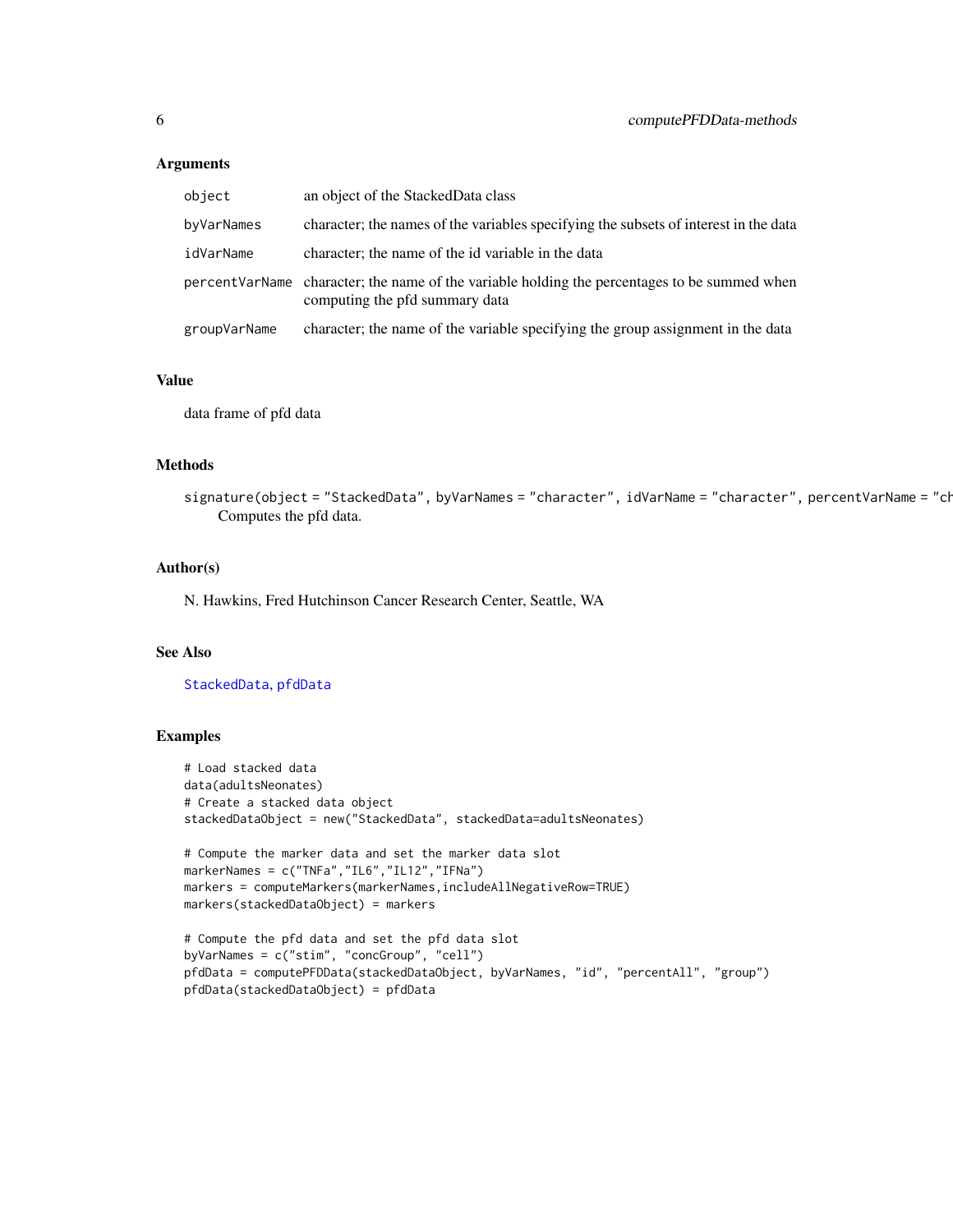## Arguments

| | |
|---|---|
| `object` | an object of the StackedData class |
| `byVarNames` | character; the names of the variables specifying the subsets of interest in the data |
| `idVarName` | character; the name of the id variable in the data |
| `percentVarName` | character; the name of the variable holding the percentages to be summed when computing the pfd summary data |
| `groupVarName` | character; the name of the variable specifying the group assignment in the data |

## Value

data frame of pfd data

## Methods

`signature(object = "StackedData", byVarNames = "character", idVarName = "character", percentVarName = "ch`
Computes the pfd data.

## Author(s)

N. Hawkins, Fred Hutchinson Cancer Research Center, Seattle, WA

## See Also

`StackedData`, `pfdData`

## Examples

```
# Load stacked data
data(adultsNeonates)
# Create a stacked data object
stackedDataObject = new("StackedData", stackedData=adultsNeonates)

# Compute the marker data and set the marker data slot
markerNames = c("TNFa","IL6","IL12","IFNa")
markers = computeMarkers(markerNames,includeAllNegativeRow=TRUE)
markers(stackedDataObject) = markers

# Compute the pfd data and set the pfd data slot
byVarNames = c("stim", "concGroup", "cell")
pfdData = computePFDData(stackedDataObject, byVarNames, "id", "percentAll", "group")
pfdData(stackedDataObject) = pfdData
```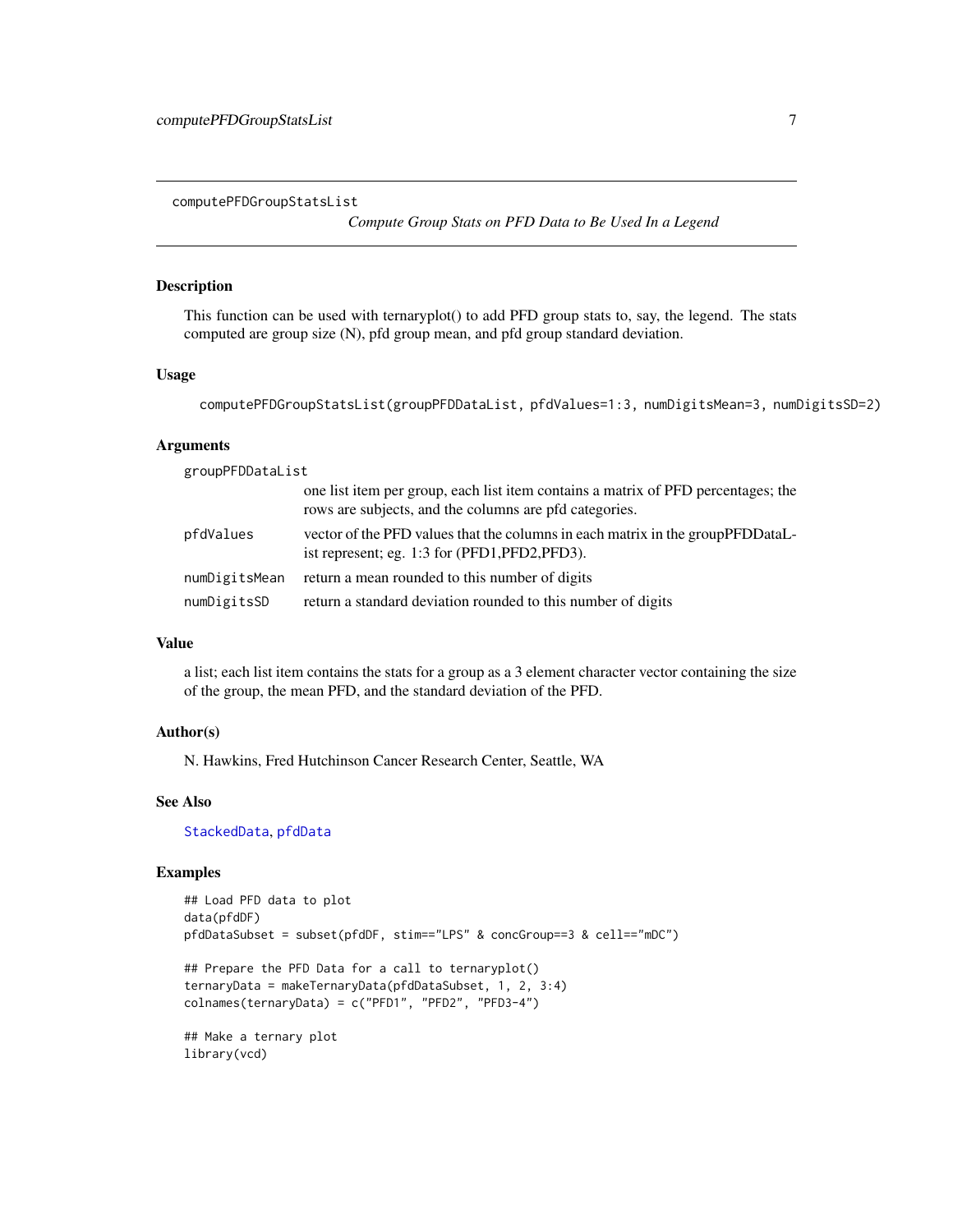computePFDGroupStatsList

*Compute Group Stats on PFD Data to Be Used In a Legend*

## Description

This function can be used with ternaryplot() to add PFD group stats to, say, the legend. The stats computed are group size (N), pfd group mean, and pfd group standard deviation.

## Usage

```
computePFDGroupStatsList(groupPFDDataList, pfdValues=1:3, numDigitsMean=3, numDigitsSD=2)
```

## Arguments

| | |
|---|---|
| `groupPFDDataList` | one list item per group, each list item contains a matrix of PFD percentages; the rows are subjects, and the columns are pfd categories. |
| `pfdValues` | vector of the PFD values that the columns in each matrix in the groupPFDDataList represent; eg. 1:3 for (PFD1,PFD2,PFD3). |
| `numDigitsMean` | return a mean rounded to this number of digits |
| `numDigitsSD` | return a standard deviation rounded to this number of digits |

## Value

a list; each list item contains the stats for a group as a 3 element character vector containing the size of the group, the mean PFD, and the standard deviation of the PFD.

## Author(s)

N. Hawkins, Fred Hutchinson Cancer Research Center, Seattle, WA

## See Also

StackedData, pfdData

## Examples

```
## Load PFD data to plot
data(pfdDF)
pfdDataSubset = subset(pfdDF, stim=="LPS" & concGroup==3 & cell=="mDC")

## Prepare the PFD Data for a call to ternaryplot()
ternaryData = makeTernaryData(pfdDataSubset, 1, 2, 3:4)
colnames(ternaryData) = c("PFD1", "PFD2", "PFD3-4")

## Make a ternary plot
library(vcd)
```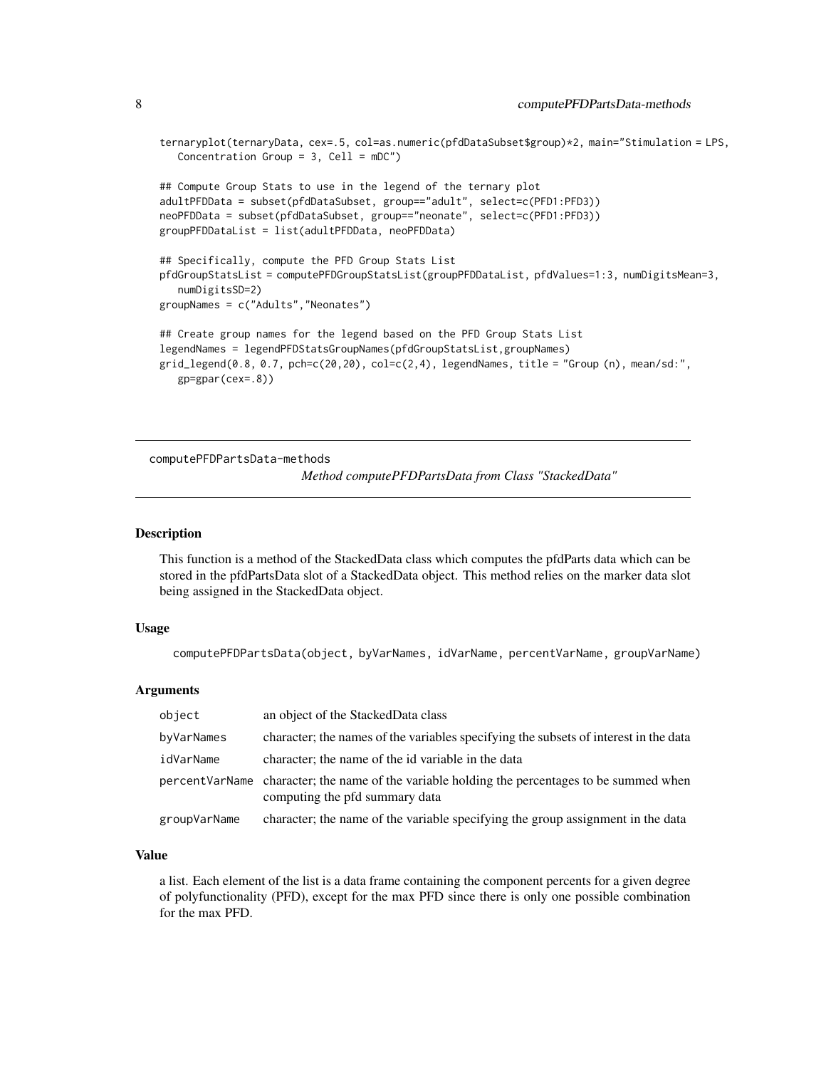```
ternaryplot(ternaryData, cex=.5, col=as.numeric(pfdDataSubset$group)*2, main="Stimulation = LPS,
   Concentration Group = 3, Cell = mDC")

## Compute Group Stats to use in the legend of the ternary plot
adultPFDData = subset(pfdDataSubset, group=="adult", select=c(PFD1:PFD3))
neoPFDData = subset(pfdDataSubset, group=="neonate", select=c(PFD1:PFD3))
groupPFDDataList = list(adultPFDData, neoPFDData)

## Specifically, compute the PFD Group Stats List
pfdGroupStatsList = computePFDGroupStatsList(groupPFDDataList, pfdValues=1:3, numDigitsMean=3,
   numDigitsSD=2)
groupNames = c("Adults","Neonates")

## Create group names for the legend based on the PFD Group Stats List
legendNames = legendPFDStatsGroupNames(pfdGroupStatsList,groupNames)
grid_legend(0.8, 0.7, pch=c(20,20), col=c(2,4), legendNames, title = "Group (n), mean/sd:",
   gp=gpar(cex=.8))
```

---

computePFDPartsData-methods

*Method computePFDPartsData from Class "StackedData"*

---

### Description

This function is a method of the StackedData class which computes the pfdParts data which can be stored in the pfdPartsData slot of a StackedData object. This method relies on the marker data slot being assigned in the StackedData object.

### Usage

```
computePFDPartsData(object, byVarNames, idVarName, percentVarName, groupVarName)
```

### Arguments

| | |
|---|---|
| `object` | an object of the StackedData class |
| `byVarNames` | character; the names of the variables specifying the subsets of interest in the data |
| `idVarName` | character; the name of the id variable in the data |
| `percentVarName` | character; the name of the variable holding the percentages to be summed when computing the pfd summary data |
| `groupVarName` | character; the name of the variable specifying the group assignment in the data |

### Value

a list. Each element of the list is a data frame containing the component percents for a given degree of polyfunctionality (PFD), except for the max PFD since there is only one possible combination for the max PFD.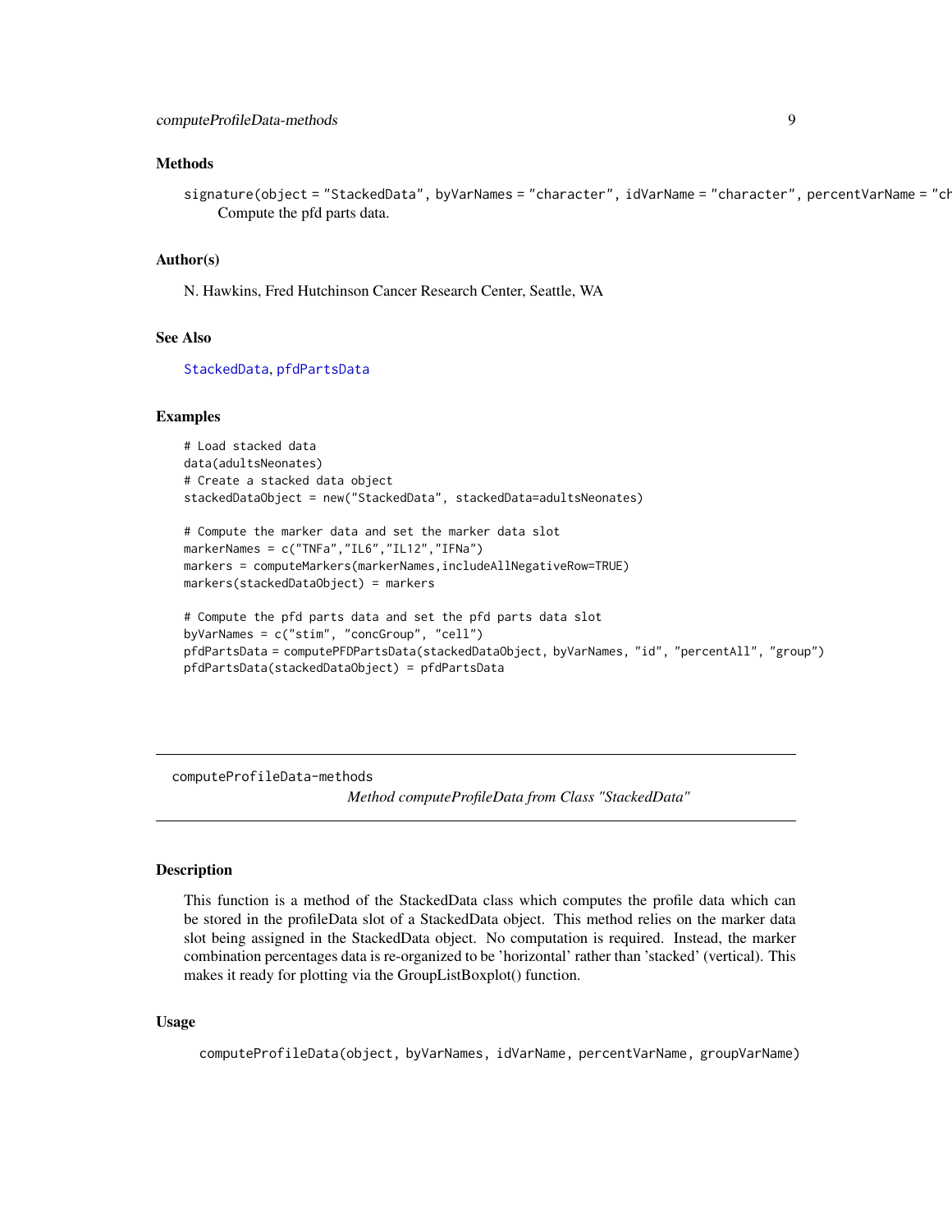## Methods

```
signature(object = "StackedData", byVarNames = "character", idVarName = "character", percentVarName = "ch
```

Compute the pfd parts data.

## Author(s)

N. Hawkins, Fred Hutchinson Cancer Research Center, Seattle, WA

## See Also

StackedData, pfdPartsData

## Examples

```
# Load stacked data
data(adultsNeonates)
# Create a stacked data object
stackedDataObject = new("StackedData", stackedData=adultsNeonates)

# Compute the marker data and set the marker data slot
markerNames = c("TNFa","IL6","IL12","IFNa")
markers = computeMarkers(markerNames,includeAllNegativeRow=TRUE)
markers(stackedDataObject) = markers

# Compute the pfd parts data and set the pfd parts data slot
byVarNames = c("stim", "concGroup", "cell")
pfdPartsData = computePFDPartsData(stackedDataObject, byVarNames, "id", "percentAll", "group")
pfdPartsData(stackedDataObject) = pfdPartsData
```

---

# computeProfileData-methods

*Method computeProfileData from Class "StackedData"*

---

## Description

This function is a method of the StackedData class which computes the profile data which can be stored in the profileData slot of a StackedData object. This method relies on the marker data slot being assigned in the StackedData object. No computation is required. Instead, the marker combination percentages data is re-organized to be 'horizontal' rather than 'stacked' (vertical). This makes it ready for plotting via the GroupListBoxplot() function.

## Usage

```
computeProfileData(object, byVarNames, idVarName, percentVarName, groupVarName)
```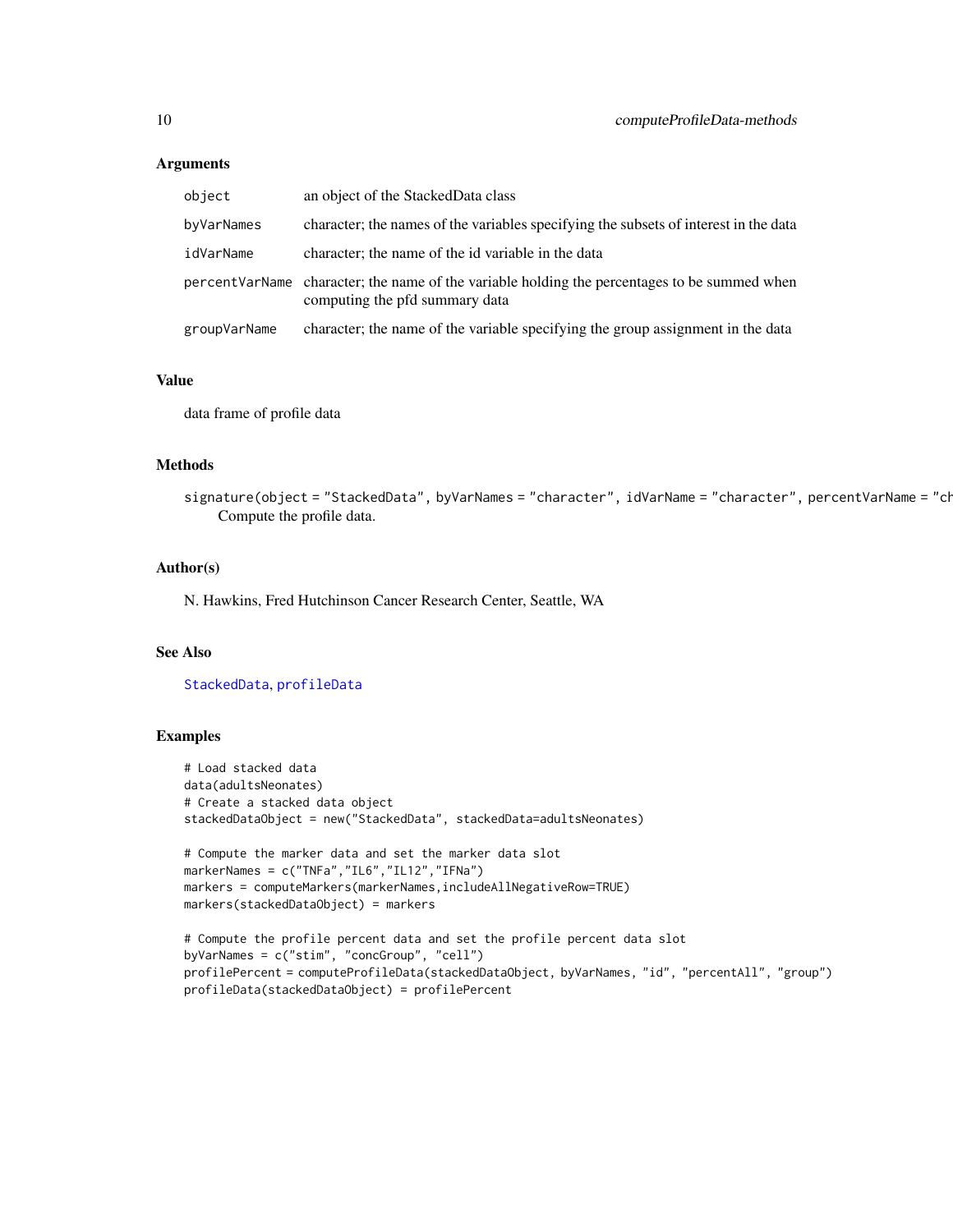### Arguments

| | |
|---|---|
| object | an object of the StackedData class |
| byVarNames | character; the names of the variables specifying the subsets of interest in the data |
| idVarName | character; the name of the id variable in the data |
| percentVarName | character; the name of the variable holding the percentages to be summed when computing the pfd summary data |
| groupVarName | character; the name of the variable specifying the group assignment in the data |

### Value

data frame of profile data

### Methods

`signature(object = "StackedData", byVarNames = "character", idVarName = "character", percentVarName = "ch`
Compute the profile data.

### Author(s)

N. Hawkins, Fred Hutchinson Cancer Research Center, Seattle, WA

### See Also

StackedData, profileData

### Examples

```
# Load stacked data
data(adultsNeonates)
# Create a stacked data object
stackedDataObject = new("StackedData", stackedData=adultsNeonates)

# Compute the marker data and set the marker data slot
markerNames = c("TNFa","IL6","IL12","IFNa")
markers = computeMarkers(markerNames,includeAllNegativeRow=TRUE)
markers(stackedDataObject) = markers

# Compute the profile percent data and set the profile percent data slot
byVarNames = c("stim", "concGroup", "cell")
profilePercent = computeProfileData(stackedDataObject, byVarNames, "id", "percentAll", "group")
profileData(stackedDataObject) = profilePercent
```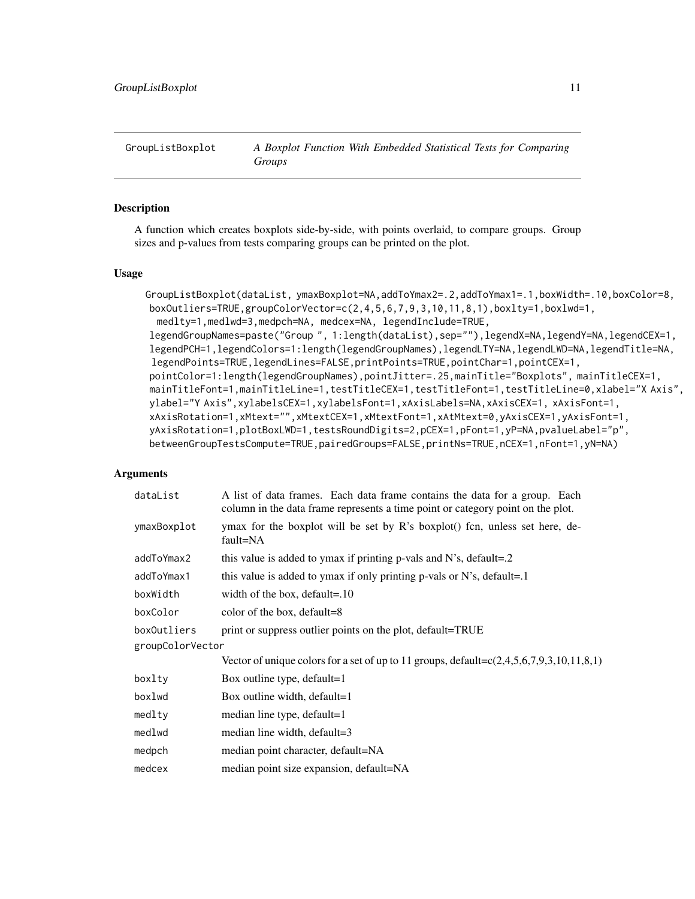## GroupListBoxplot — *A Boxplot Function With Embedded Statistical Tests for Comparing Groups*

### Description

A function which creates boxplots side-by-side, with points overlaid, to compare groups. Group sizes and p-values from tests comparing groups can be printed on the plot.

### Usage

```
GroupListBoxplot(dataList, ymaxBoxplot=NA,addToYmax2=.2,addToYmax1=.1,boxWidth=.10,boxColor=8,
 boxOutliers=TRUE,groupColorVector=c(2,4,5,6,7,9,3,10,11,8,1),boxlty=1,boxlwd=1,
  medlty=1,medlwd=3,medpch=NA, medcex=NA, legendInclude=TRUE,
 legendGroupNames=paste("Group ", 1:length(dataList),sep=""),legendX=NA,legendY=NA,legendCEX=1,
 legendPCH=1,legendColors=1:length(legendGroupNames),legendLTY=NA,legendLWD=NA,legendTitle=NA,
  legendPoints=TRUE,legendLines=FALSE,printPoints=TRUE,pointChar=1,pointCEX=1,
 pointColor=1:length(legendGroupNames),pointJitter=.25,mainTitle="Boxplots", mainTitleCEX=1,
 mainTitleFont=1,mainTitleLine=1,testTitleCEX=1,testTitleFont=1,testTitleLine=0,xlabel="X Axis",
 ylabel="Y Axis",xylabelsCEX=1,xylabelsFont=1,xAxisLabels=NA,xAxisCEX=1, xAxisFont=1,
 xAxisRotation=1,xMtext="",xMtextCEX=1,xMtextFont=1,xAtMtext=0,yAxisCEX=1,yAxisFont=1,
 yAxisRotation=1,plotBoxLWD=1,testsRoundDigits=2,pCEX=1,pFont=1,yP=NA,pvalueLabel="p",
 betweenGroupTestsCompute=TRUE,pairedGroups=FALSE,printNs=TRUE,nCEX=1,nFont=1,yN=NA)
```

### Arguments

| Argument | Description |
|---|---|
| `dataList` | A list of data frames. Each data frame contains the data for a group. Each column in the data frame represents a time point or category point on the plot. |
| `ymaxBoxplot` | ymax for the boxplot will be set by R's boxplot() fcn, unless set here, default=NA |
| `addToYmax2` | this value is added to ymax if printing p-vals and N's, default=.2 |
| `addToYmax1` | this value is added to ymax if only printing p-vals or N's, default=.1 |
| `boxWidth` | width of the box, default=.10 |
| `boxColor` | color of the box, default=8 |
| `boxOutliers` | print or suppress outlier points on the plot, default=TRUE |
| `groupColorVector` | Vector of unique colors for a set of up to 11 groups, default=c(2,4,5,6,7,9,3,10,11,8,1) |
| `boxlty` | Box outline type, default=1 |
| `boxlwd` | Box outline width, default=1 |
| `medlty` | median line type, default=1 |
| `medlwd` | median line width, default=3 |
| `medpch` | median point character, default=NA |
| `medcex` | median point size expansion, default=NA |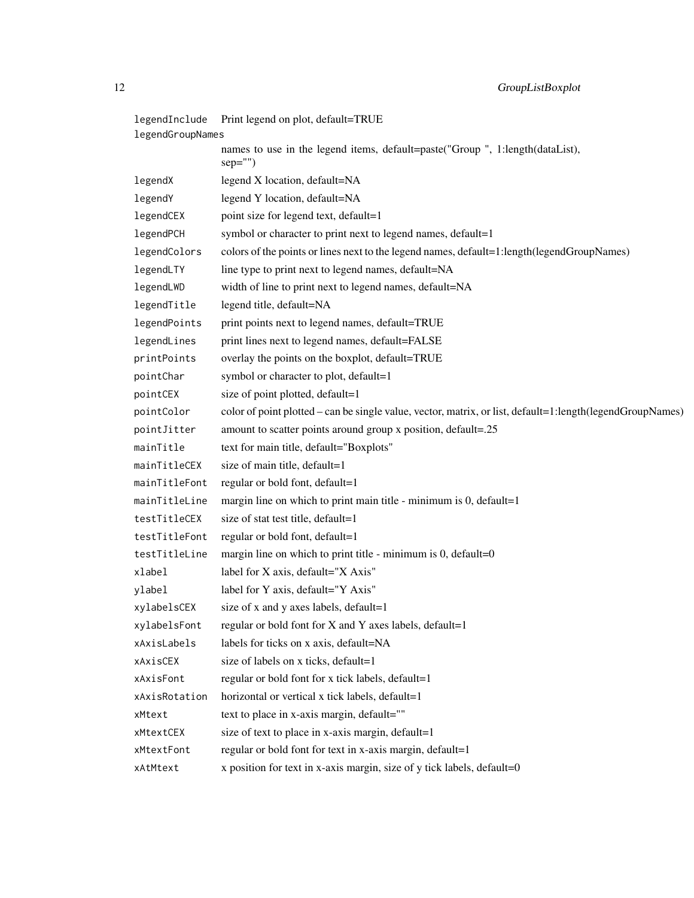| | |
|---|---|
| `legendInclude` | Print legend on plot, default=TRUE |
| `legendGroupNames` | names to use in the legend items, default=paste("Group ", 1:length(dataList), sep="") |
| `legendX` | legend X location, default=NA |
| `legendY` | legend Y location, default=NA |
| `legendCEX` | point size for legend text, default=1 |
| `legendPCH` | symbol or character to print next to legend names, default=1 |
| `legendColors` | colors of the points or lines next to the legend names, default=1:length(legendGroupNames) |
| `legendLTY` | line type to print next to legend names, default=NA |
| `legendLWD` | width of line to print next to legend names, default=NA |
| `legendTitle` | legend title, default=NA |
| `legendPoints` | print points next to legend names, default=TRUE |
| `legendLines` | print lines next to legend names, default=FALSE |
| `printPoints` | overlay the points on the boxplot, default=TRUE |
| `pointChar` | symbol or character to plot, default=1 |
| `pointCEX` | size of point plotted, default=1 |
| `pointColor` | color of point plotted – can be single value, vector, matrix, or list, default=1:length(legendGroupNames) |
| `pointJitter` | amount to scatter points around group x position, default=.25 |
| `mainTitle` | text for main title, default="Boxplots" |
| `mainTitleCEX` | size of main title, default=1 |
| `mainTitleFont` | regular or bold font, default=1 |
| `mainTitleLine` | margin line on which to print main title - minimum is 0, default=1 |
| `testTitleCEX` | size of stat test title, default=1 |
| `testTitleFont` | regular or bold font, default=1 |
| `testTitleLine` | margin line on which to print title - minimum is 0, default=0 |
| `xlabel` | label for X axis, default="X Axis" |
| `ylabel` | label for Y axis, default="Y Axis" |
| `xylabelsCEX` | size of x and y axes labels, default=1 |
| `xylabelsFont` | regular or bold font for X and Y axes labels, default=1 |
| `xAxisLabels` | labels for ticks on x axis, default=NA |
| `xAxisCEX` | size of labels on x ticks, default=1 |
| `xAxisFont` | regular or bold font for x tick labels, default=1 |
| `xAxisRotation` | horizontal or vertical x tick labels, default=1 |
| `xMtext` | text to place in x-axis margin, default="" |
| `xMtextCEX` | size of text to place in x-axis margin, default=1 |
| `xMtextFont` | regular or bold font for text in x-axis margin, default=1 |
| `xAtMtext` | x position for text in x-axis margin, size of y tick labels, default=0 |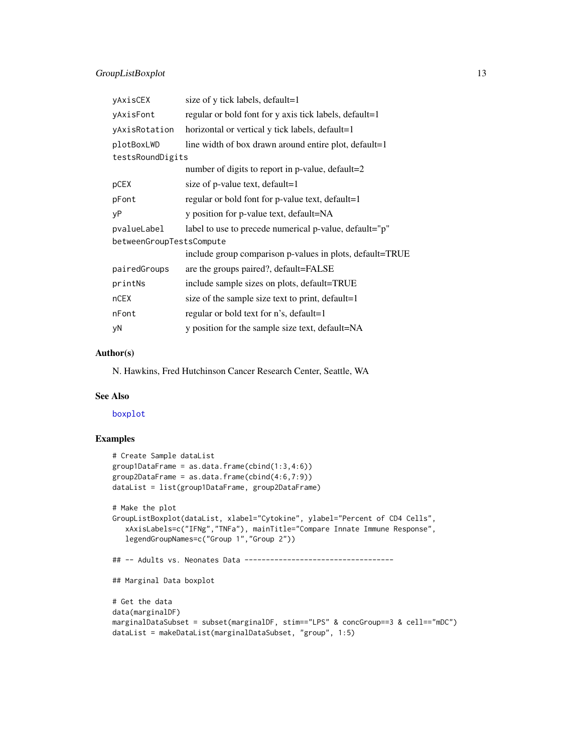| | |
|---|---|
| yAxisCEX | size of y tick labels, default=1 |
| yAxisFont | regular or bold font for y axis tick labels, default=1 |
| yAxisRotation | horizontal or vertical y tick labels, default=1 |
| plotBoxLWD | line width of box drawn around entire plot, default=1 |
| testsRoundDigits | number of digits to report in p-value, default=2 |
| pCEX | size of p-value text, default=1 |
| pFont | regular or bold font for p-value text, default=1 |
| yP | y position for p-value text, default=NA |
| pvalueLabel | label to use to precede numerical p-value, default="p" |
| betweenGroupTestsCompute | include group comparison p-values in plots, default=TRUE |
| pairedGroups | are the groups paired?, default=FALSE |
| printNs | include sample sizes on plots, default=TRUE |
| nCEX | size of the sample size text to print, default=1 |
| nFont | regular or bold text for n's, default=1 |
| yN | y position for the sample size text, default=NA |

### Author(s)

N. Hawkins, Fred Hutchinson Cancer Research Center, Seattle, WA

### See Also

boxplot

### Examples

```
# Create Sample dataList
group1DataFrame = as.data.frame(cbind(1:3,4:6))
group2DataFrame = as.data.frame(cbind(4:6,7:9))
dataList = list(group1DataFrame, group2DataFrame)

# Make the plot
GroupListBoxplot(dataList, xlabel="Cytokine", ylabel="Percent of CD4 Cells",
   xAxisLabels=c("IFNg","TNFa"), mainTitle="Compare Innate Immune Response",
   legendGroupNames=c("Group 1","Group 2"))

## -- Adults vs. Neonates Data -----------------------------------

## Marginal Data boxplot

# Get the data
data(marginalDF)
marginalDataSubset = subset(marginalDF, stim=="LPS" & concGroup==3 & cell=="mDC")
dataList = makeDataList(marginalDataSubset, "group", 1:5)
```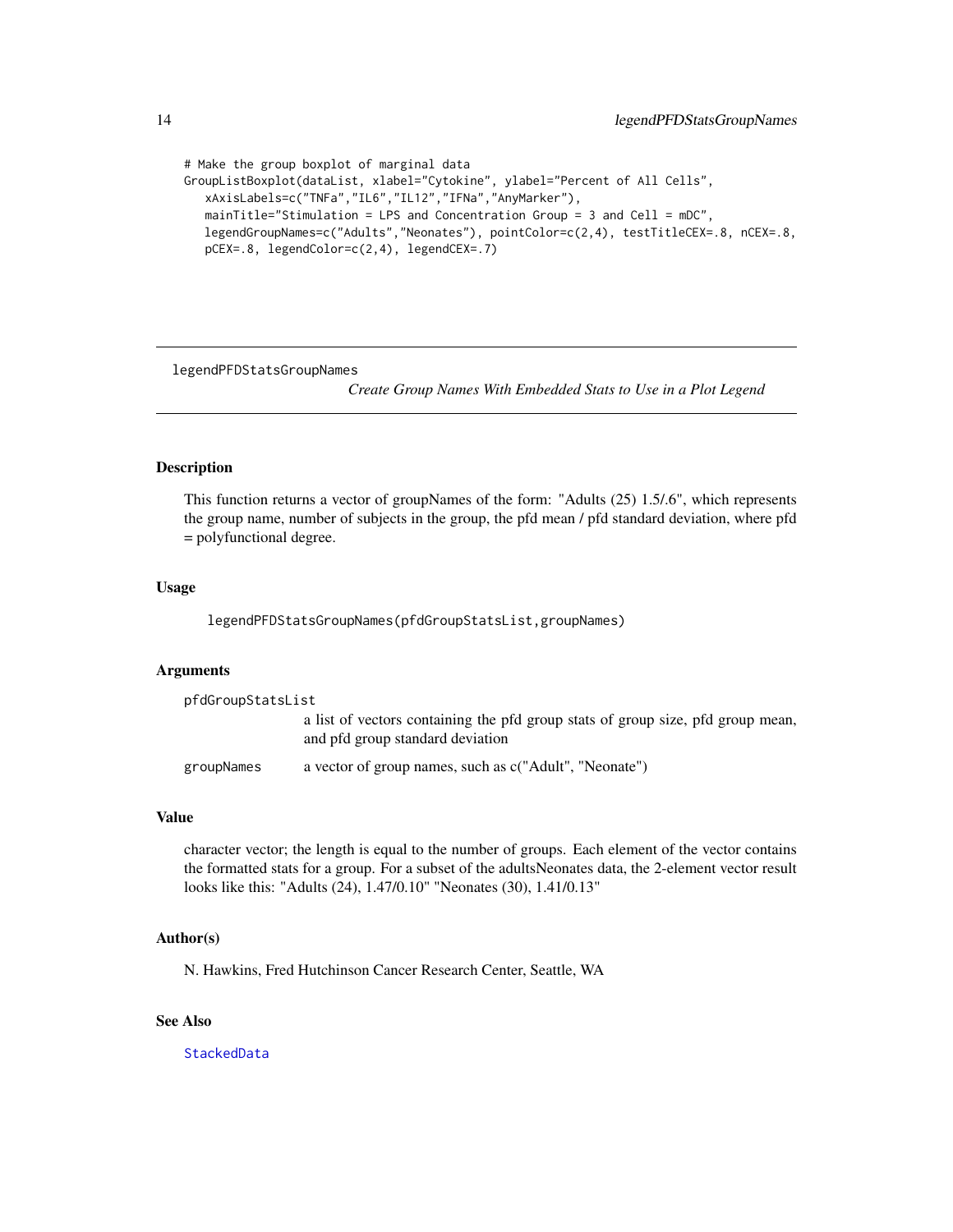```
# Make the group boxplot of marginal data
GroupListBoxplot(dataList, xlabel="Cytokine", ylabel="Percent of All Cells",
   xAxisLabels=c("TNFa","IL6","IL12","IFNa","AnyMarker"),
   mainTitle="Stimulation = LPS and Concentration Group = 3 and Cell = mDC",
   legendGroupNames=c("Adults","Neonates"), pointColor=c(2,4), testTitleCEX=.8, nCEX=.8,
   pCEX=.8, legendColor=c(2,4), legendCEX=.7)
```

---

## legendPFDStatsGroupNames

*Create Group Names With Embedded Stats to Use in a Plot Legend*

---

### Description

This function returns a vector of groupNames of the form: "Adults (25) 1.5/.6", which represents the group name, number of subjects in the group, the pfd mean / pfd standard deviation, where pfd = polyfunctional degree.

### Usage

```
legendPFDStatsGroupNames(pfdGroupStatsList,groupNames)
```

### Arguments

`pfdGroupStatsList`
: a list of vectors containing the pfd group stats of group size, pfd group mean, and pfd group standard deviation

`groupNames`
: a vector of group names, such as c("Adult", "Neonate")

### Value

character vector; the length is equal to the number of groups. Each element of the vector contains the formatted stats for a group. For a subset of the adultsNeonates data, the 2-element vector result looks like this: "Adults (24), 1.47/0.10" "Neonates (30), 1.41/0.13"

### Author(s)

N. Hawkins, Fred Hutchinson Cancer Research Center, Seattle, WA

### See Also

StackedData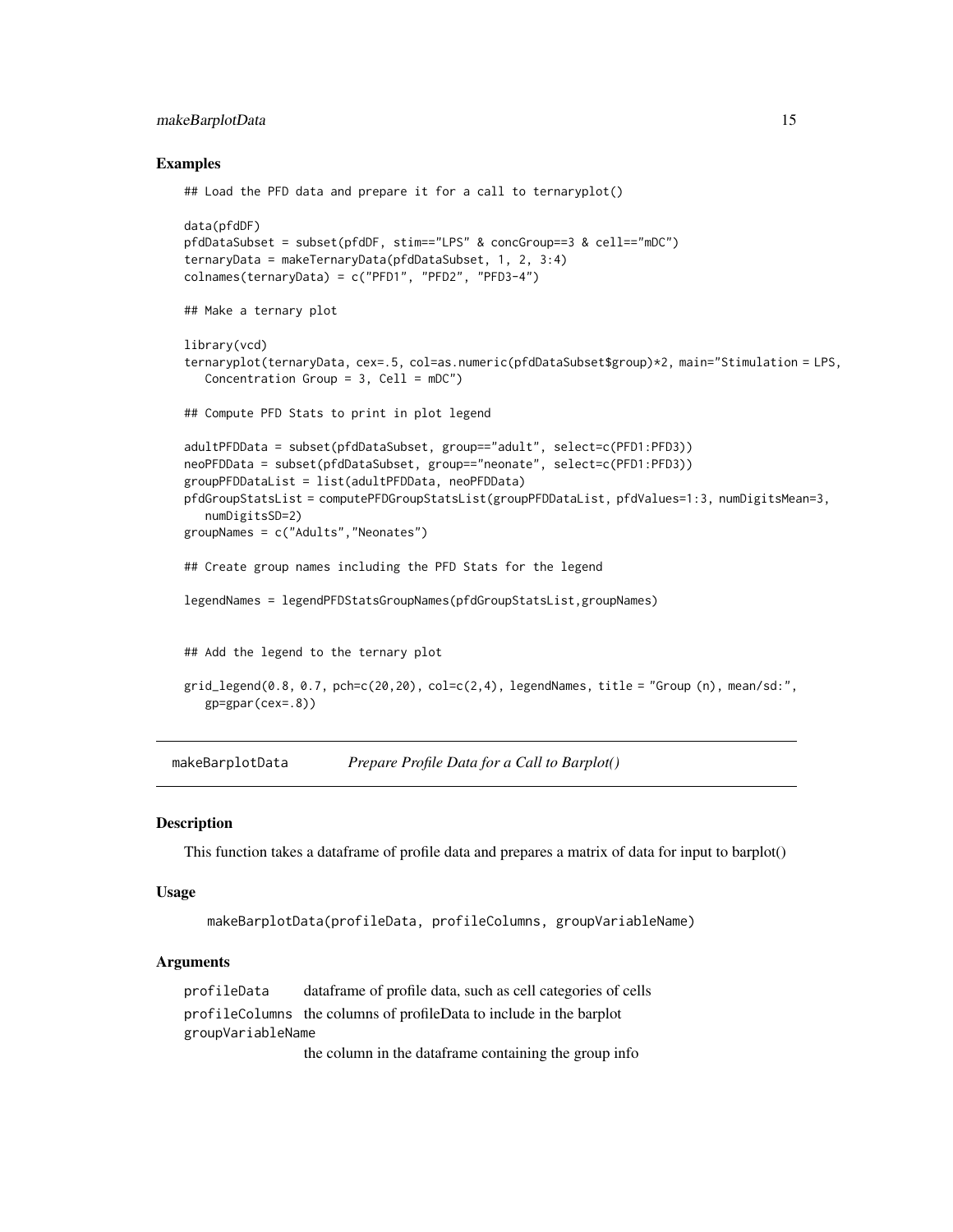## Examples

```
## Load the PFD data and prepare it for a call to ternaryplot()

data(pfdDF)
pfdDataSubset = subset(pfdDF, stim=="LPS" & concGroup==3 & cell=="mDC")
ternaryData = makeTernaryData(pfdDataSubset, 1, 2, 3:4)
colnames(ternaryData) = c("PFD1", "PFD2", "PFD3-4")

## Make a ternary plot

library(vcd)
ternaryplot(ternaryData, cex=.5, col=as.numeric(pfdDataSubset$group)*2, main="Stimulation = LPS,
   Concentration Group = 3, Cell = mDC")

## Compute PFD Stats to print in plot legend

adultPFDData = subset(pfdDataSubset, group=="adult", select=c(PFD1:PFD3))
neoPFDData = subset(pfdDataSubset, group=="neonate", select=c(PFD1:PFD3))
groupPFDDataList = list(adultPFDData, neoPFDData)
pfdGroupStatsList = computePFDGroupStatsList(groupPFDDataList, pfdValues=1:3, numDigitsMean=3,
   numDigitsSD=2)
groupNames = c("Adults","Neonates")

## Create group names including the PFD Stats for the legend

legendNames = legendPFDStatsGroupNames(pfdGroupStatsList,groupNames)


## Add the legend to the ternary plot

grid_legend(0.8, 0.7, pch=c(20,20), col=c(2,4), legendNames, title = "Group (n), mean/sd:",
   gp=gpar(cex=.8))
```

---

# makeBarplotData — *Prepare Profile Data for a Call to Barplot()*

---

## Description

This function takes a dataframe of profile data and prepares a matrix of data for input to barplot()

## Usage

```
makeBarplotData(profileData, profileColumns, groupVariableName)
```

## Arguments

| | |
|---|---|
| profileData | dataframe of profile data, such as cell categories of cells |
| profileColumns | the columns of profileData to include in the barplot |
| groupVariableName | the column in the dataframe containing the group info |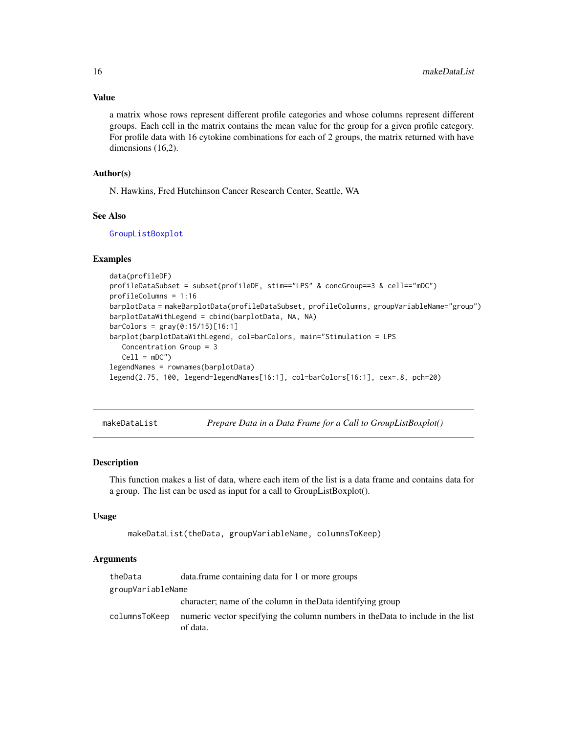## Value

a matrix whose rows represent different profile categories and whose columns represent different groups. Each cell in the matrix contains the mean value for the group for a given profile category. For profile data with 16 cytokine combinations for each of 2 groups, the matrix returned with have dimensions (16,2).

## Author(s)

N. Hawkins, Fred Hutchinson Cancer Research Center, Seattle, WA

## See Also

GroupListBoxplot

## Examples

```
data(profileDF)
profileDataSubset = subset(profileDF, stim=="LPS" & concGroup==3 & cell=="mDC")
profileColumns = 1:16
barplotData = makeBarplotData(profileDataSubset, profileColumns, groupVariableName="group")
barplotDataWithLegend = cbind(barplotData, NA, NA)
barColors = gray(0:15/15)[16:1]
barplot(barplotDataWithLegend, col=barColors, main="Stimulation = LPS
   Concentration Group = 3
   Cell = mDC")
legendNames = rownames(barplotData)
legend(2.75, 100, legend=legendNames[16:1], col=barColors[16:1], cex=.8, pch=20)
```

---

# makeDataList — *Prepare Data in a Data Frame for a Call to GroupListBoxplot()*

## Description

This function makes a list of data, where each item of the list is a data frame and contains data for a group. The list can be used as input for a call to GroupListBoxplot().

## Usage

```
makeDataList(theData, groupVariableName, columnsToKeep)
```

## Arguments

| | |
|---|---|
| theData | data.frame containing data for 1 or more groups |
| groupVariableName | character; name of the column in theData identifying group |
| columnsToKeep | numeric vector specifying the column numbers in theData to include in the list of data. |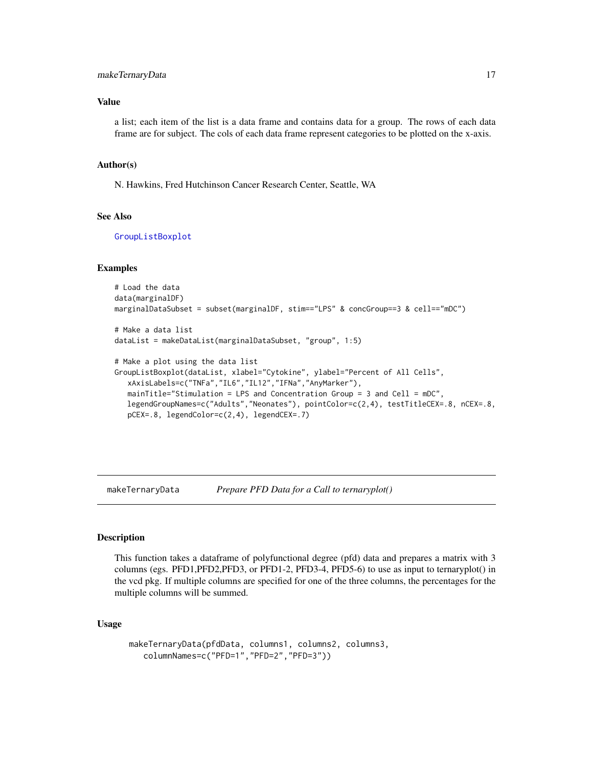### Value

a list; each item of the list is a data frame and contains data for a group. The rows of each data frame are for subject. The cols of each data frame represent categories to be plotted on the x-axis.

### Author(s)

N. Hawkins, Fred Hutchinson Cancer Research Center, Seattle, WA

### See Also

GroupListBoxplot

### Examples

```
# Load the data
data(marginalDF)
marginalDataSubset = subset(marginalDF, stim=="LPS" & concGroup==3 & cell=="mDC")

# Make a data list
dataList = makeDataList(marginalDataSubset, "group", 1:5)

# Make a plot using the data list
GroupListBoxplot(dataList, xlabel="Cytokine", ylabel="Percent of All Cells",
   xAxisLabels=c("TNFa","IL6","IL12","IFNa","AnyMarker"),
   mainTitle="Stimulation = LPS and Concentration Group = 3 and Cell = mDC",
   legendGroupNames=c("Adults","Neonates"), pointColor=c(2,4), testTitleCEX=.8, nCEX=.8,
   pCEX=.8, legendColor=c(2,4), legendCEX=.7)
```

---

## makeTernaryData *Prepare PFD Data for a Call to ternaryplot()*

### Description

This function takes a dataframe of polyfunctional degree (pfd) data and prepares a matrix with 3 columns (egs. PFD1,PFD2,PFD3, or PFD1-2, PFD3-4, PFD5-6) to use as input to ternaryplot() in the vcd pkg. If multiple columns are specified for one of the three columns, the percentages for the multiple columns will be summed.

### Usage

```
makeTernaryData(pfdData, columns1, columns2, columns3,
   columnNames=c("PFD=1","PFD=2","PFD=3"))
```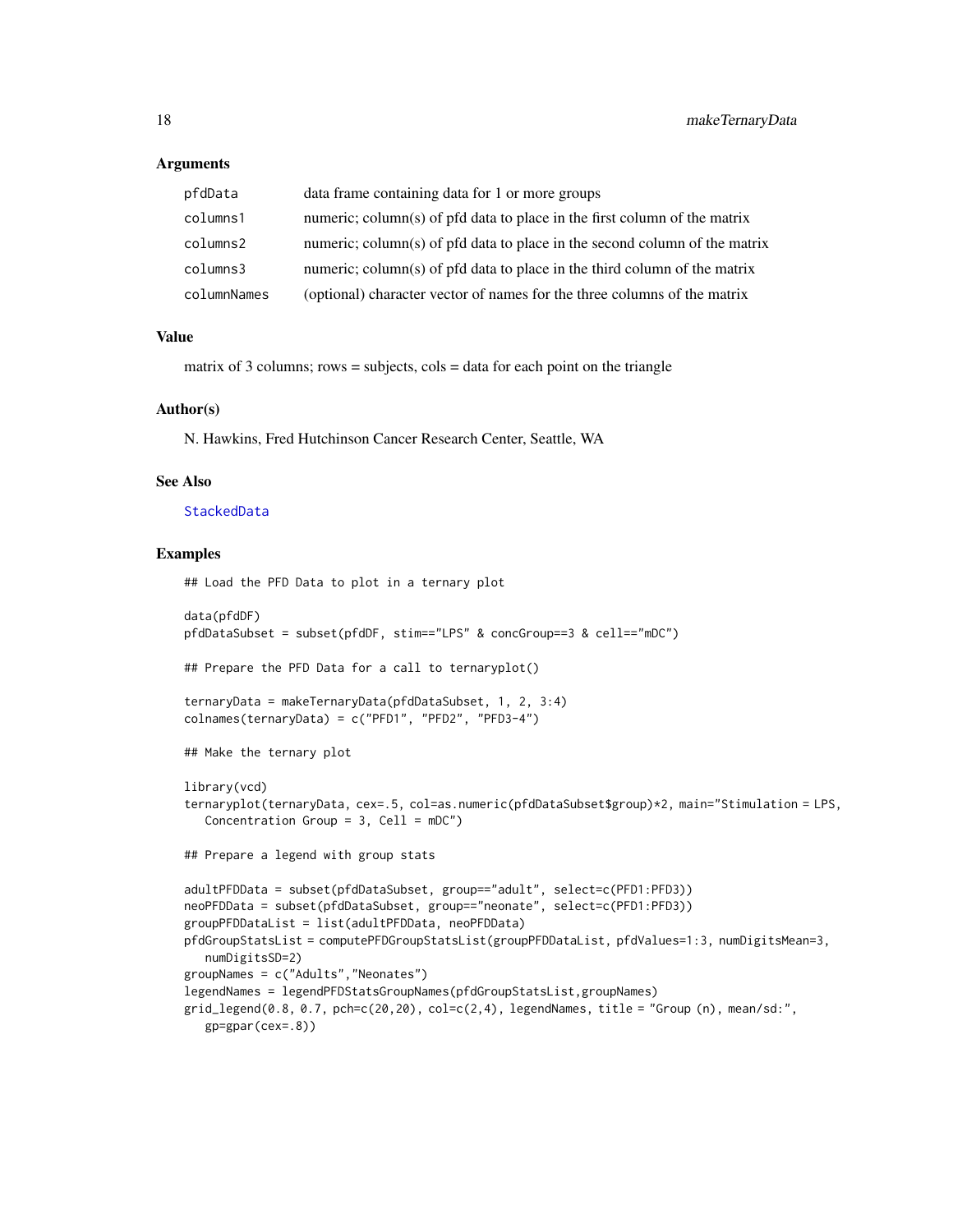### Arguments

| | |
|---|---|
| pfdData | data frame containing data for 1 or more groups |
| columns1 | numeric; column(s) of pfd data to place in the first column of the matrix |
| columns2 | numeric; column(s) of pfd data to place in the second column of the matrix |
| columns3 | numeric; column(s) of pfd data to place in the third column of the matrix |
| columnNames | (optional) character vector of names for the three columns of the matrix |

### Value

matrix of 3 columns; rows = subjects, cols = data for each point on the triangle

### Author(s)

N. Hawkins, Fred Hutchinson Cancer Research Center, Seattle, WA

### See Also

StackedData

### Examples

```
## Load the PFD Data to plot in a ternary plot

data(pfdDF)
pfdDataSubset = subset(pfdDF, stim=="LPS" & concGroup==3 & cell=="mDC")

## Prepare the PFD Data for a call to ternaryplot()

ternaryData = makeTernaryData(pfdDataSubset, 1, 2, 3:4)
colnames(ternaryData) = c("PFD1", "PFD2", "PFD3-4")

## Make the ternary plot

library(vcd)
ternaryplot(ternaryData, cex=.5, col=as.numeric(pfdDataSubset$group)*2, main="Stimulation = LPS,
   Concentration Group = 3, Cell = mDC")

## Prepare a legend with group stats

adultPFDData = subset(pfdDataSubset, group=="adult", select=c(PFD1:PFD3))
neoPFDData = subset(pfdDataSubset, group=="neonate", select=c(PFD1:PFD3))
groupPFDDataList = list(adultPFDData, neoPFDData)
pfdGroupStatsList = computePFDGroupStatsList(groupPFDDataList, pfdValues=1:3, numDigitsMean=3,
   numDigitsSD=2)
groupNames = c("Adults","Neonates")
legendNames = legendPFDStatsGroupNames(pfdGroupStatsList,groupNames)
grid_legend(0.8, 0.7, pch=c(20,20), col=c(2,4), legendNames, title = "Group (n), mean/sd:",
   gp=gpar(cex=.8))
```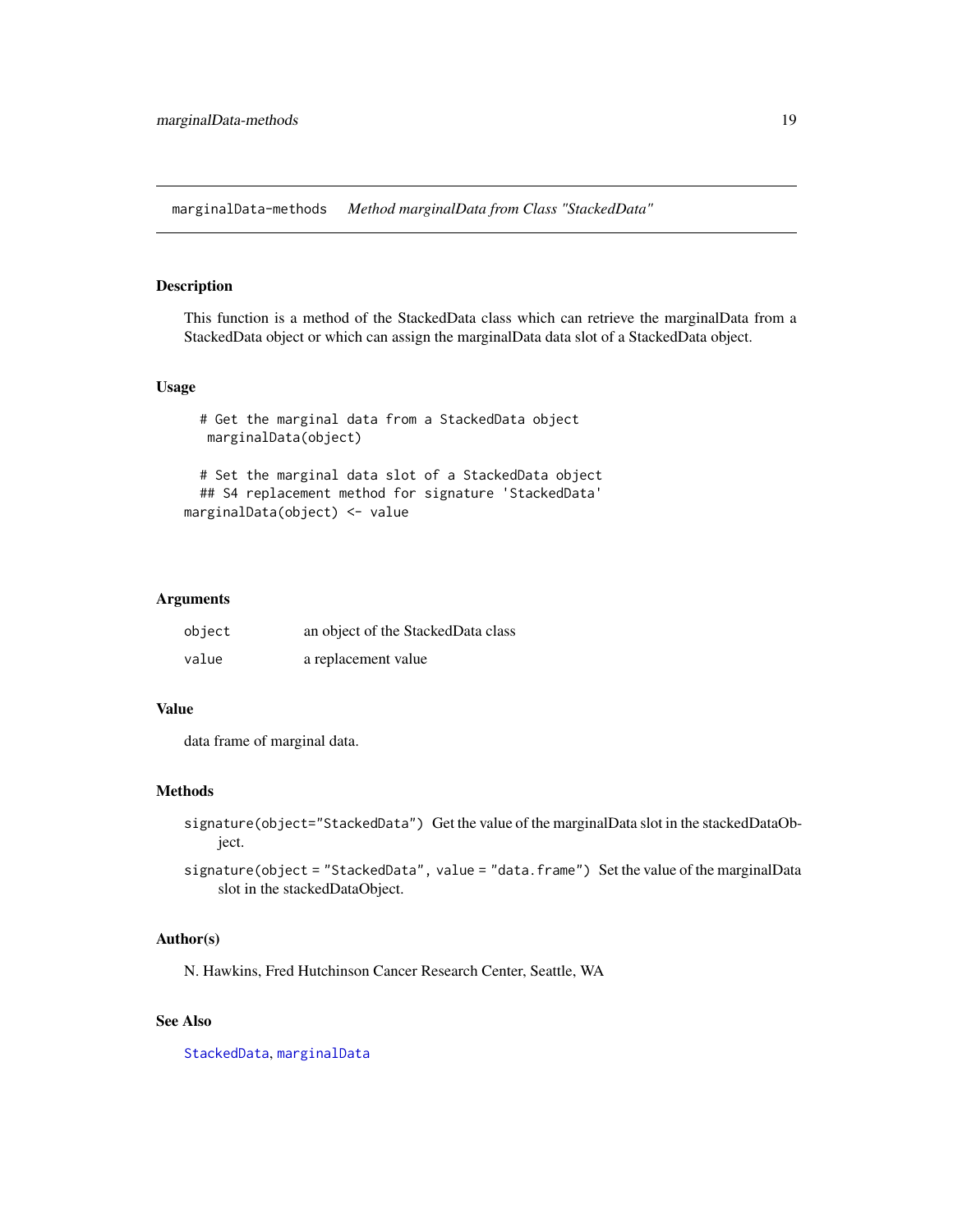## marginalData-methods *Method marginalData from Class "StackedData"*

### Description

This function is a method of the StackedData class which can retrieve the marginalData from a StackedData object or which can assign the marginalData data slot of a StackedData object.

### Usage

```
  # Get the marginal data from a StackedData object
   marginalData(object)

  # Set the marginal data slot of a StackedData object
  ## S4 replacement method for signature 'StackedData'
marginalData(object) <- value
```

### Arguments

| | |
|---|---|
| `object` | an object of the StackedData class |
| `value` | a replacement value |

### Value

data frame of marginal data.

### Methods

`signature(object="StackedData")` Get the value of the marginalData slot in the stackedDataObject.

`signature(object = "StackedData", value = "data.frame")` Set the value of the marginalData slot in the stackedDataObject.

### Author(s)

N. Hawkins, Fred Hutchinson Cancer Research Center, Seattle, WA

### See Also

`StackedData`, `marginalData`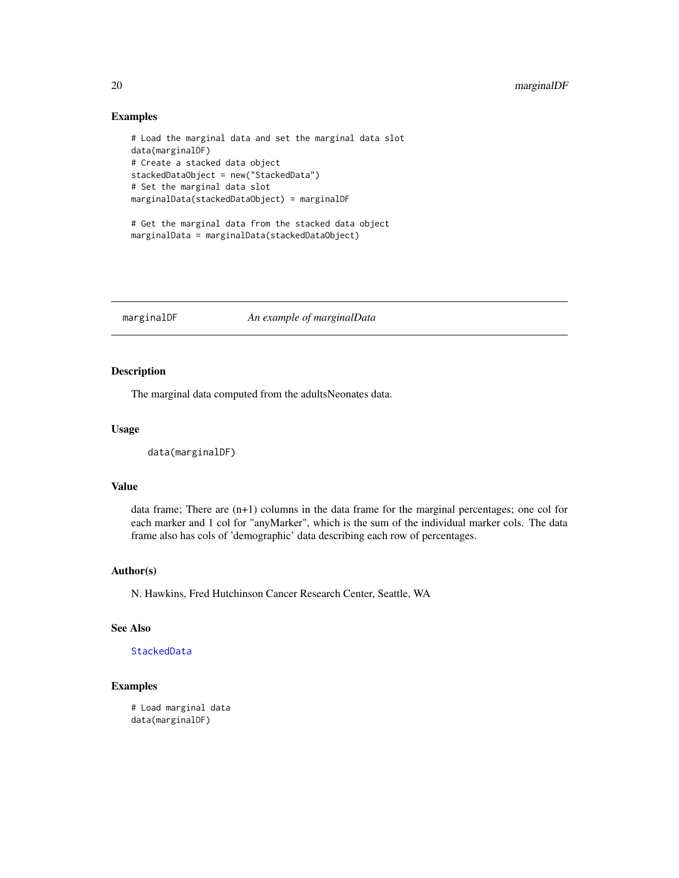## Examples

```
# Load the marginal data and set the marginal data slot
data(marginalDF)
# Create a stacked data object
stackedDataObject = new("StackedData")
# Set the marginal data slot
marginalData(stackedDataObject) = marginalDF

# Get the marginal data from the stacked data object
marginalData = marginalData(stackedDataObject)
```

---

# marginalDF — *An example of marginalData*

---

## Description

The marginal data computed from the adultsNeonates data.

## Usage

```
data(marginalDF)
```

## Value

data frame; There are (n+1) columns in the data frame for the marginal percentages; one col for each marker and 1 col for "anyMarker", which is the sum of the individual marker cols. The data frame also has cols of 'demographic' data describing each row of percentages.

## Author(s)

N. Hawkins, Fred Hutchinson Cancer Research Center, Seattle, WA

## See Also

StackedData

## Examples

```
# Load marginal data
data(marginalDF)
```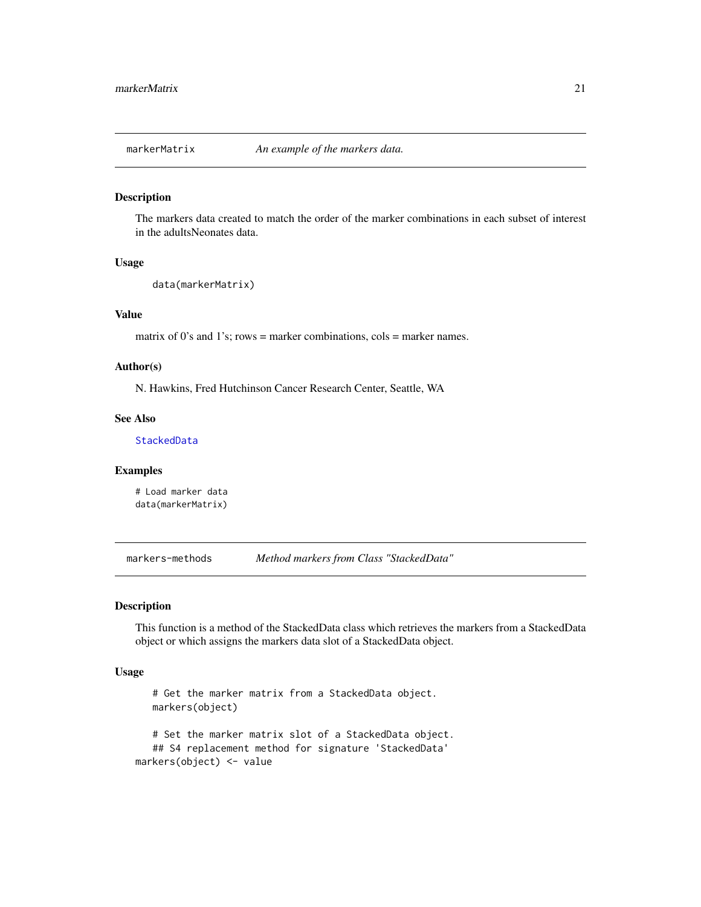## markerMatrix — *An example of the markers data.*

### Description

The markers data created to match the order of the marker combinations in each subset of interest in the adultsNeonates data.

### Usage

```
data(markerMatrix)
```

### Value

matrix of 0's and 1's; rows = marker combinations, cols = marker names.

### Author(s)

N. Hawkins, Fred Hutchinson Cancer Research Center, Seattle, WA

### See Also

StackedData

### Examples

```
# Load marker data
data(markerMatrix)
```

## markers-methods — *Method markers from Class "StackedData"*

### Description

This function is a method of the StackedData class which retrieves the markers from a StackedData object or which assigns the markers data slot of a StackedData object.

### Usage

```
# Get the marker matrix from a StackedData object.
markers(object)

# Set the marker matrix slot of a StackedData object.
## S4 replacement method for signature 'StackedData'
markers(object) <- value
```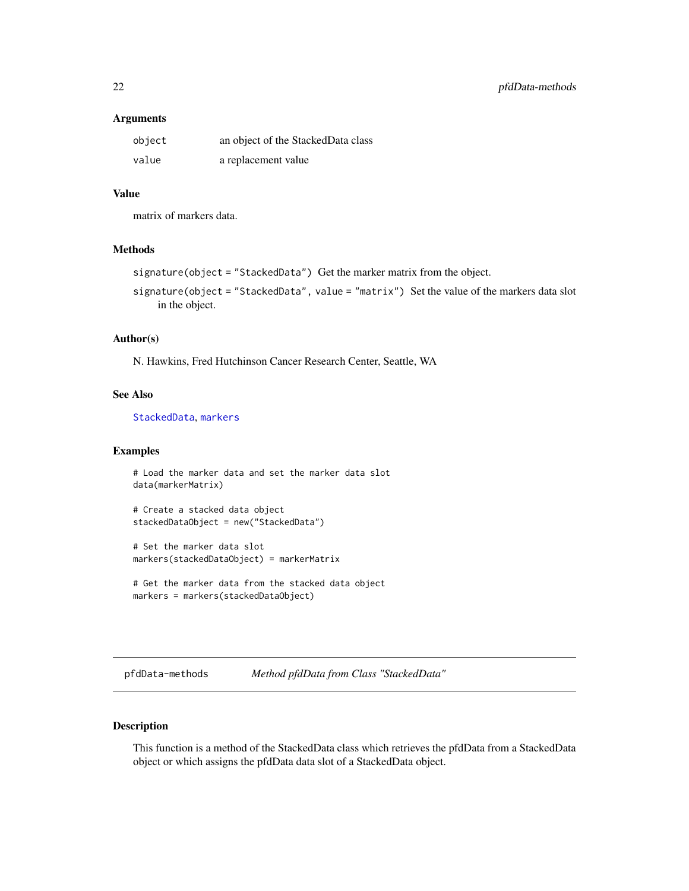### Arguments

| | |
|---|---|
| `object` | an object of the StackedData class |
| `value` | a replacement value |

### Value

matrix of markers data.

### Methods

`signature(object = "StackedData")` Get the marker matrix from the object.

`signature(object = "StackedData", value = "matrix")` Set the value of the markers data slot in the object.

### Author(s)

N. Hawkins, Fred Hutchinson Cancer Research Center, Seattle, WA

### See Also

`StackedData`, `markers`

### Examples

```
# Load the marker data and set the marker data slot
data(markerMatrix)

# Create a stacked data object
stackedDataObject = new("StackedData")

# Set the marker data slot
markers(stackedDataObject) = markerMatrix

# Get the marker data from the stacked data object
markers = markers(stackedDataObject)
```

---

## pfdData-methods *Method pfdData from Class "StackedData"*

---

### Description

This function is a method of the StackedData class which retrieves the pfdData from a StackedData object or which assigns the pfdData data slot of a StackedData object.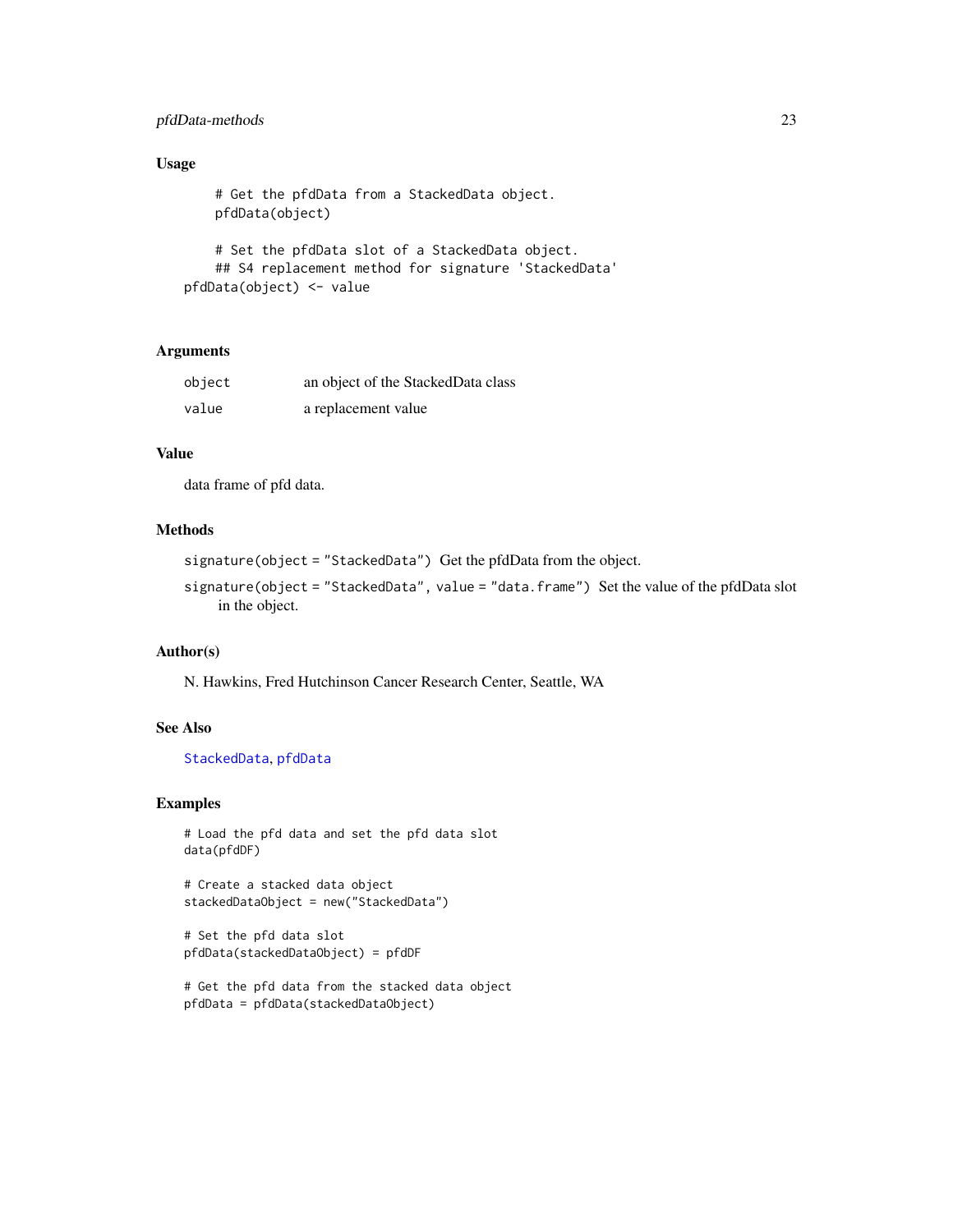### Usage

```
    # Get the pfdData from a StackedData object.
    pfdData(object)

    # Set the pfdData slot of a StackedData object.
    ## S4 replacement method for signature 'StackedData'
pfdData(object) <- value
```

### Arguments

| | |
|---|---|
| `object` | an object of the StackedData class |
| `value` | a replacement value |

### Value

data frame of pfd data.

### Methods

`signature(object = "StackedData")` Get the pfdData from the object.

`signature(object = "StackedData", value = "data.frame")` Set the value of the pfdData slot in the object.

### Author(s)

N. Hawkins, Fred Hutchinson Cancer Research Center, Seattle, WA

### See Also

`StackedData`, `pfdData`

### Examples

```
# Load the pfd data and set the pfd data slot
data(pfdDF)

# Create a stacked data object
stackedDataObject = new("StackedData")

# Set the pfd data slot
pfdData(stackedDataObject) = pfdDF

# Get the pfd data from the stacked data object
pfdData = pfdData(stackedDataObject)
```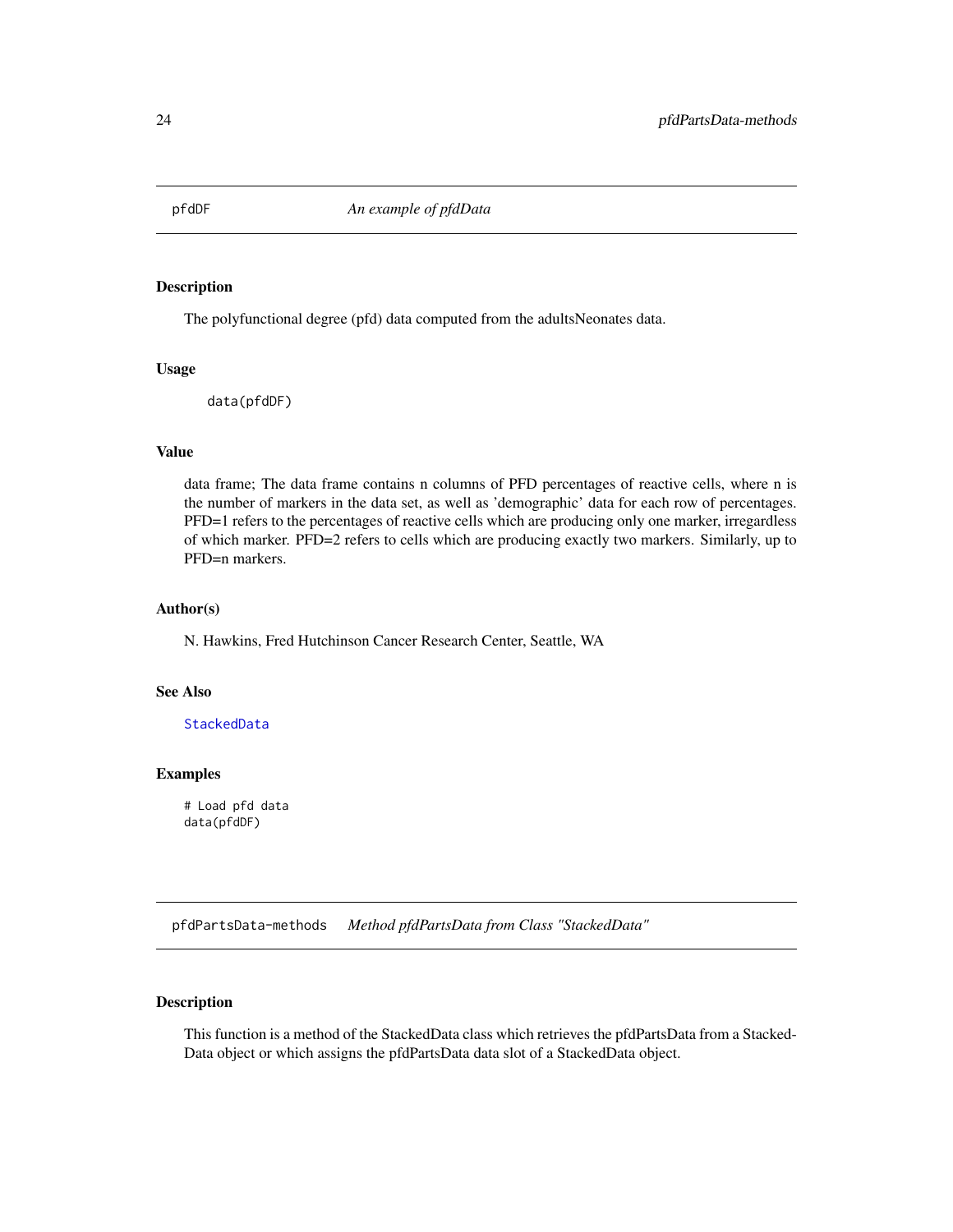## pfdDF — *An example of pfdData*

### Description

The polyfunctional degree (pfd) data computed from the adultsNeonates data.

### Usage

```
data(pfdDF)
```

### Value

data frame; The data frame contains n columns of PFD percentages of reactive cells, where n is the number of markers in the data set, as well as 'demographic' data for each row of percentages. PFD=1 refers to the percentages of reactive cells which are producing only one marker, irregardless of which marker. PFD=2 refers to cells which are producing exactly two markers. Similarly, up to PFD=n markers.

### Author(s)

N. Hawkins, Fred Hutchinson Cancer Research Center, Seattle, WA

### See Also

StackedData

### Examples

```
# Load pfd data
data(pfdDF)
```

## pfdPartsData-methods — *Method pfdPartsData from Class "StackedData"*

### Description

This function is a method of the StackedData class which retrieves the pfdPartsData from a StackedData object or which assigns the pfdPartsData data slot of a StackedData object.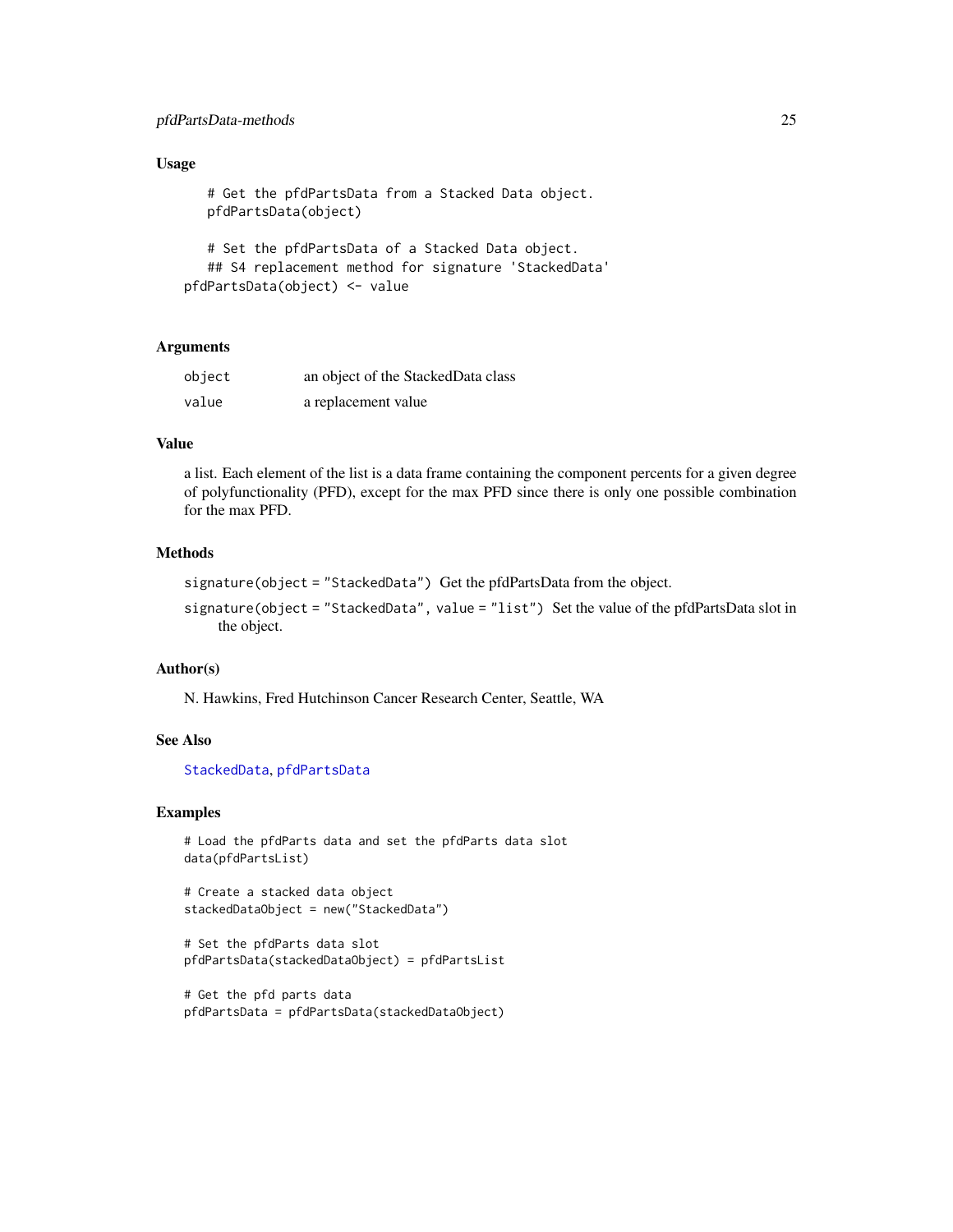### Usage

```
# Get the pfdPartsData from a Stacked Data object.
pfdPartsData(object)

# Set the pfdPartsData of a Stacked Data object.
## S4 replacement method for signature 'StackedData'
pfdPartsData(object) <- value
```

### Arguments

| | |
|---|---|
| `object` | an object of the StackedData class |
| `value` | a replacement value |

### Value

a list. Each element of the list is a data frame containing the component percents for a given degree of polyfunctionality (PFD), except for the max PFD since there is only one possible combination for the max PFD.

### Methods

`signature(object = "StackedData")` Get the pfdPartsData from the object.

`signature(object = "StackedData", value = "list")` Set the value of the pfdPartsData slot in the object.

### Author(s)

N. Hawkins, Fred Hutchinson Cancer Research Center, Seattle, WA

### See Also

`StackedData`, `pfdPartsData`

### Examples

```
# Load the pfdParts data and set the pfdParts data slot
data(pfdPartsList)

# Create a stacked data object
stackedDataObject = new("StackedData")

# Set the pfdParts data slot
pfdPartsData(stackedDataObject) = pfdPartsList

# Get the pfd parts data
pfdPartsData = pfdPartsData(stackedDataObject)
```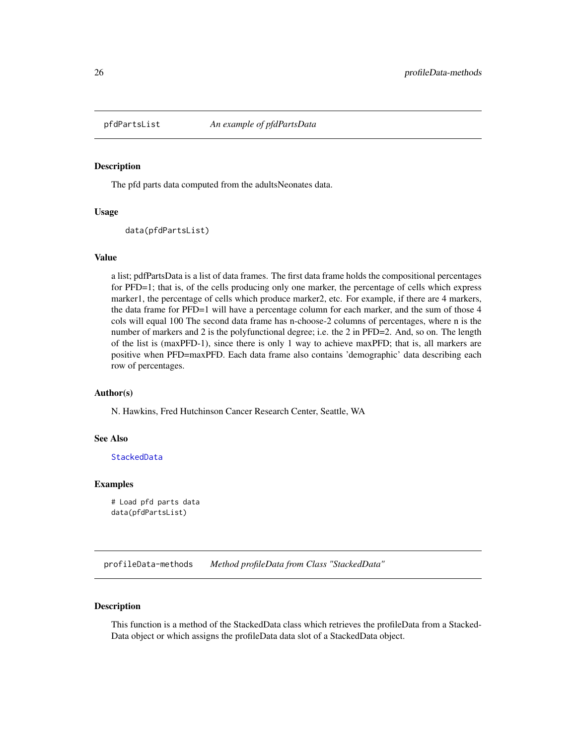## pfdPartsList *An example of pfdPartsData*

### Description

The pfd parts data computed from the adultsNeonates data.

### Usage

```
data(pfdPartsList)
```

### Value

a list; pdfPartsData is a list of data frames. The first data frame holds the compositional percentages for PFD=1; that is, of the cells producing only one marker, the percentage of cells which express marker1, the percentage of cells which produce marker2, etc. For example, if there are 4 markers, the data frame for PFD=1 will have a percentage column for each marker, and the sum of those 4 cols will equal 100 The second data frame has n-choose-2 columns of percentages, where n is the number of markers and 2 is the polyfunctional degree; i.e. the 2 in PFD=2. And, so on. The length of the list is (maxPFD-1), since there is only 1 way to achieve maxPFD; that is, all markers are positive when PFD=maxPFD. Each data frame also contains 'demographic' data describing each row of percentages.

### Author(s)

N. Hawkins, Fred Hutchinson Cancer Research Center, Seattle, WA

### See Also

StackedData

### Examples

```
# Load pfd parts data
data(pfdPartsList)
```

## profileData-methods *Method profileData from Class "StackedData"*

### Description

This function is a method of the StackedData class which retrieves the profileData from a StackedData object or which assigns the profileData data slot of a StackedData object.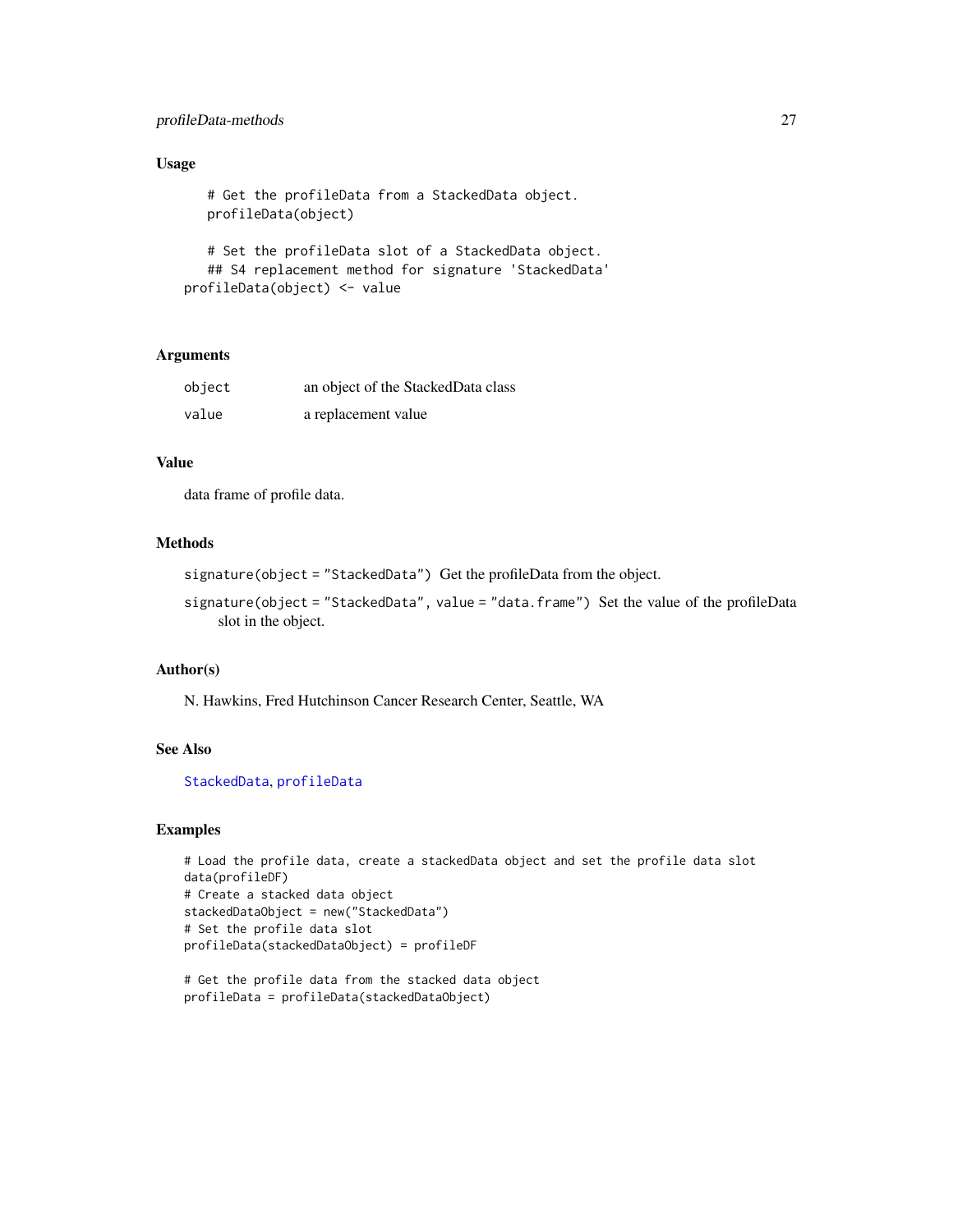## Usage

```
# Get the profileData from a StackedData object.
profileData(object)

# Set the profileData slot of a StackedData object.
## S4 replacement method for signature 'StackedData'
profileData(object) <- value
```

## Arguments

| | |
|---|---|
| `object` | an object of the StackedData class |
| `value` | a replacement value |

## Value

data frame of profile data.

## Methods

`signature(object = "StackedData")` Get the profileData from the object.

`signature(object = "StackedData", value = "data.frame")` Set the value of the profileData slot in the object.

## Author(s)

N. Hawkins, Fred Hutchinson Cancer Research Center, Seattle, WA

## See Also

`StackedData`, `profileData`

## Examples

```
# Load the profile data, create a stackedData object and set the profile data slot
data(profileDF)
# Create a stacked data object
stackedDataObject = new("StackedData")
# Set the profile data slot
profileData(stackedDataObject) = profileDF

# Get the profile data from the stacked data object
profileData = profileData(stackedDataObject)
```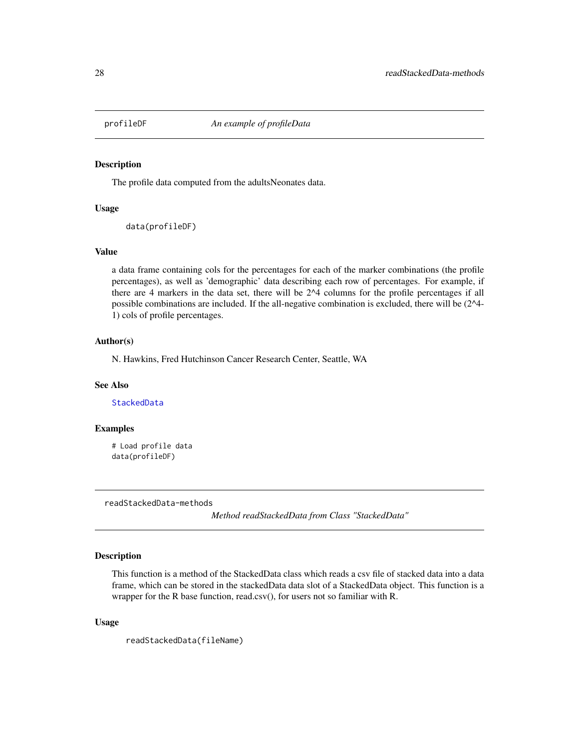## profileDF — *An example of profileData*

### Description

The profile data computed from the adultsNeonates data.

### Usage

```
data(profileDF)
```

### Value

a data frame containing cols for the percentages for each of the marker combinations (the profile percentages), as well as 'demographic' data describing each row of percentages. For example, if there are 4 markers in the data set, there will be 2^4 columns for the profile percentages if all possible combinations are included. If the all-negative combination is excluded, there will be (2^4-1) cols of profile percentages.

### Author(s)

N. Hawkins, Fred Hutchinson Cancer Research Center, Seattle, WA

### See Also

StackedData

### Examples

```
# Load profile data
data(profileDF)
```

## readStackedData-methods — *Method readStackedData from Class "StackedData"*

### Description

This function is a method of the StackedData class which reads a csv file of stacked data into a data frame, which can be stored in the stackedData data slot of a StackedData object. This function is a wrapper for the R base function, read.csv(), for users not so familiar with R.

### Usage

```
readStackedData(fileName)
```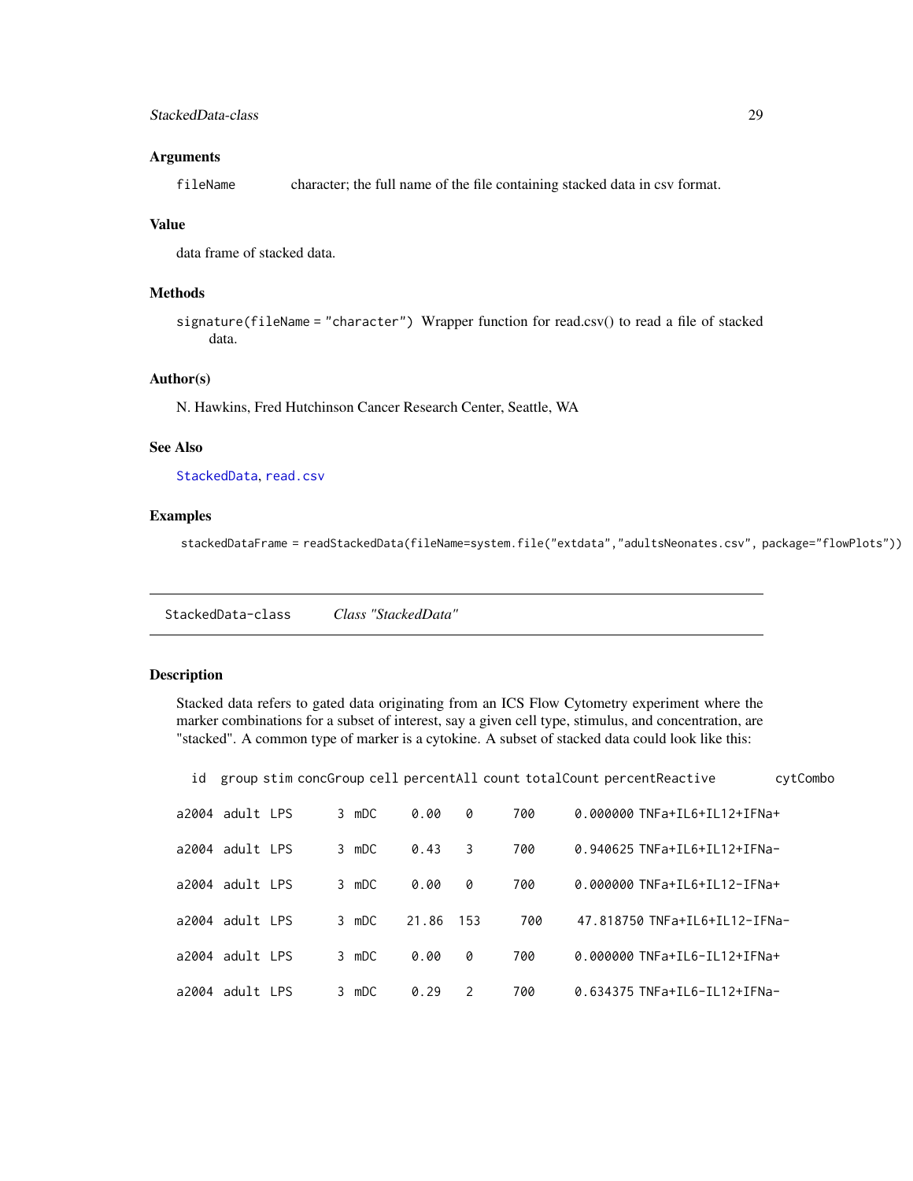### Arguments

`fileName` character; the full name of the file containing stacked data in csv format.

### Value

data frame of stacked data.

### Methods

`signature(fileName = "character")` Wrapper function for read.csv() to read a file of stacked data.

### Author(s)

N. Hawkins, Fred Hutchinson Cancer Research Center, Seattle, WA

### See Also

`StackedData`, `read.csv`

### Examples

```
stackedDataFrame = readStackedData(fileName=system.file("extdata","adultsNeonates.csv", package="flowPlots"))
```

---

## StackedData-class &nbsp;&nbsp;&nbsp; *Class "StackedData"*

---

### Description

Stacked data refers to gated data originating from an ICS Flow Cytometry experiment where the marker combinations for a subset of interest, say a given cell type, stimulus, and concentration, are "stacked". A common type of marker is a cytokine. A subset of stacked data could look like this:

```
  id   group stim concGroup cell percentAll count totalCount percentReactive        cytCombo

a2004 adult LPS       3 mDC     0.00    0      700      0.000000 TNFa+IL6+IL12+IFNa+

a2004 adult LPS       3 mDC     0.43    3      700      0.940625 TNFa+IL6+IL12+IFNa-

a2004 adult LPS       3 mDC     0.00    0      700      0.000000 TNFa+IL6+IL12-IFNa+

a2004 adult LPS       3 mDC    21.86  153      700     47.818750 TNFa+IL6+IL12-IFNa-

a2004 adult LPS       3 mDC     0.00    0      700      0.000000 TNFa+IL6-IL12+IFNa+

a2004 adult LPS       3 mDC     0.29    2      700      0.634375 TNFa+IL6-IL12+IFNa-
```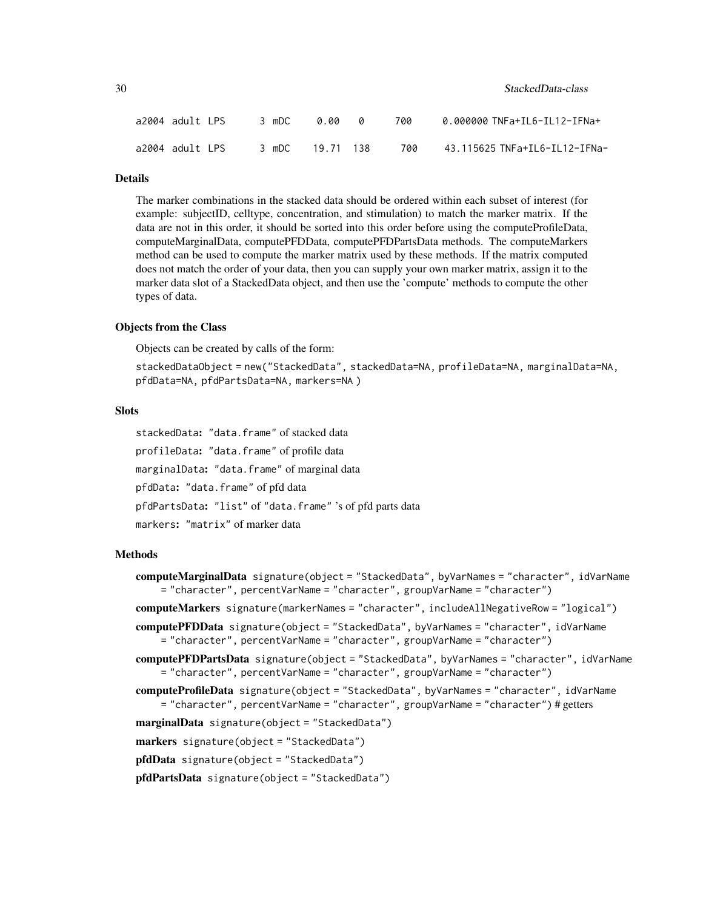```
a2004 adult LPS      3 mDC     0.00   0      700      0.000000 TNFa+IL6-IL12-IFNa+

a2004 adult LPS      3 mDC    19.71  138     700     43.115625 TNFa+IL6-IL12-IFNa-
```

### Details

The marker combinations in the stacked data should be ordered within each subset of interest (for example: subjectID, celltype, concentration, and stimulation) to match the marker matrix. If the data are not in this order, it should be sorted into this order before using the computeProfileData, computeMarginalData, computePFDData, computePFDPartsData methods. The computeMarkers method can be used to compute the marker matrix used by these methods. If the matrix computed does not match the order of your data, then you can supply your own marker matrix, assign it to the marker data slot of a StackedData object, and then use the 'compute' methods to compute the other types of data.

### Objects from the Class

Objects can be created by calls of the form:

`stackedDataObject = new("StackedData", stackedData=NA, profileData=NA, marginalData=NA, pfdData=NA, pfdPartsData=NA, markers=NA )`

### Slots

`stackedData`: `"data.frame"` of stacked data

`profileData`: `"data.frame"` of profile data

`marginalData`: `"data.frame"` of marginal data

`pfdData`: `"data.frame"` of pfd data

`pfdPartsData`: `"list"` of `"data.frame"` 's of pfd parts data

`markers`: `"matrix"` of marker data

### Methods

**computeMarginalData** `signature(object = "StackedData", byVarNames = "character", idVarName = "character", percentVarName = "character", groupVarName = "character")`

**computeMarkers** `signature(markerNames = "character", includeAllNegativeRow = "logical")`

**computePFDData** `signature(object = "StackedData", byVarNames = "character", idVarName = "character", percentVarName = "character", groupVarName = "character")`

**computePFDPartsData** `signature(object = "StackedData", byVarNames = "character", idVarName = "character", percentVarName = "character", groupVarName = "character")`

**computeProfileData** `signature(object = "StackedData", byVarNames = "character", idVarName = "character", percentVarName = "character", groupVarName = "character")` # getters

**marginalData** `signature(object = "StackedData")`

**markers** `signature(object = "StackedData")`

**pfdData** `signature(object = "StackedData")`

**pfdPartsData** `signature(object = "StackedData")`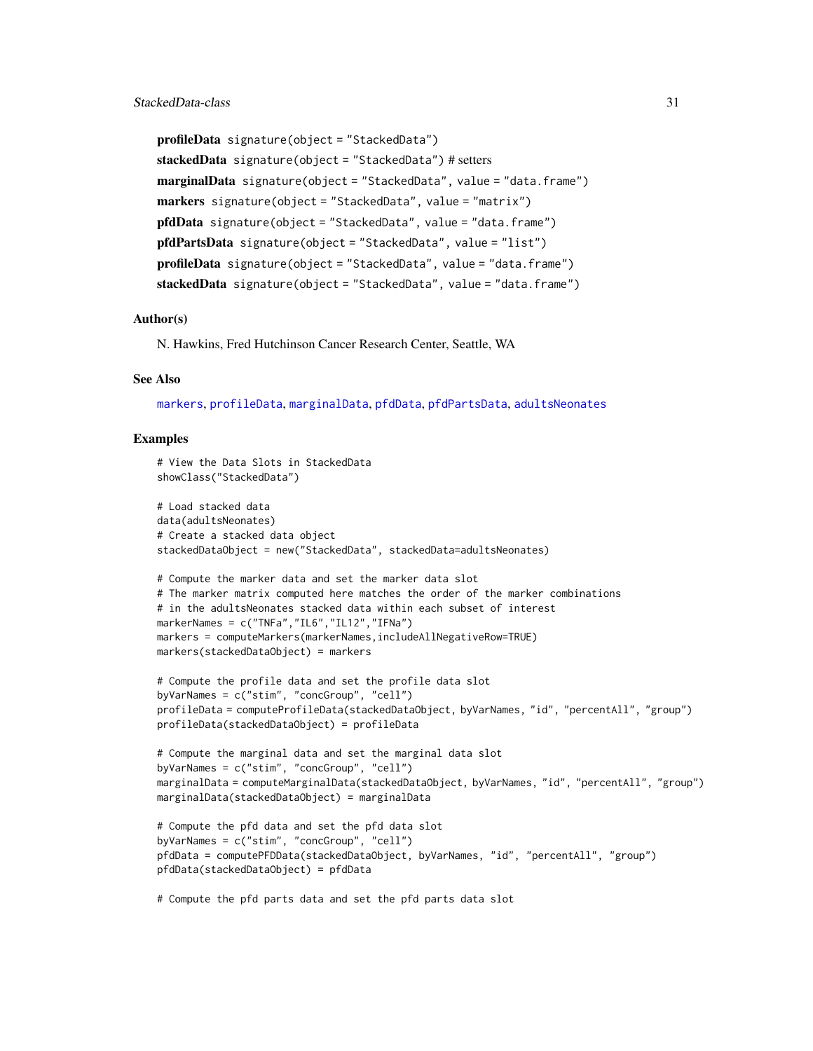**profileData** `signature(object = "StackedData")`

**stackedData** `signature(object = "StackedData")` # setters

**marginalData** `signature(object = "StackedData", value = "data.frame")`

**markers** `signature(object = "StackedData", value = "matrix")`

**pfdData** `signature(object = "StackedData", value = "data.frame")`

**pfdPartsData** `signature(object = "StackedData", value = "list")`

**profileData** `signature(object = "StackedData", value = "data.frame")`

**stackedData** `signature(object = "StackedData", value = "data.frame")`

## Author(s)

N. Hawkins, Fred Hutchinson Cancer Research Center, Seattle, WA

## See Also

markers, profileData, marginalData, pfdData, pfdPartsData, adultsNeonates

## Examples

```
# View the Data Slots in StackedData
showClass("StackedData")

# Load stacked data
data(adultsNeonates)
# Create a stacked data object
stackedDataObject = new("StackedData", stackedData=adultsNeonates)

# Compute the marker data and set the marker data slot
# The marker matrix computed here matches the order of the marker combinations
# in the adultsNeonates stacked data within each subset of interest
markerNames = c("TNFa","IL6","IL12","IFNa")
markers = computeMarkers(markerNames,includeAllNegativeRow=TRUE)
markers(stackedDataObject) = markers

# Compute the profile data and set the profile data slot
byVarNames = c("stim", "concGroup", "cell")
profileData = computeProfileData(stackedDataObject, byVarNames, "id", "percentAll", "group")
profileData(stackedDataObject) = profileData

# Compute the marginal data and set the marginal data slot
byVarNames = c("stim", "concGroup", "cell")
marginalData = computeMarginalData(stackedDataObject, byVarNames, "id", "percentAll", "group")
marginalData(stackedDataObject) = marginalData

# Compute the pfd data and set the pfd data slot
byVarNames = c("stim", "concGroup", "cell")
pfdData = computePFDData(stackedDataObject, byVarNames, "id", "percentAll", "group")
pfdData(stackedDataObject) = pfdData

# Compute the pfd parts data and set the pfd parts data slot
```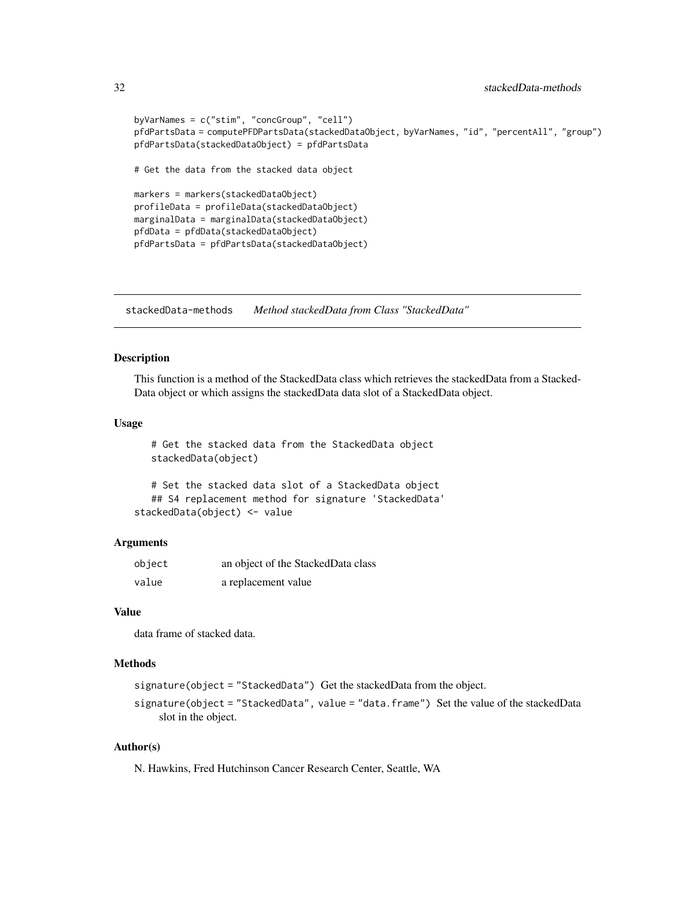```
byVarNames = c("stim", "concGroup", "cell")
pfdPartsData = computePFDPartsData(stackedDataObject, byVarNames, "id", "percentAll", "group")
pfdPartsData(stackedDataObject) = pfdPartsData

# Get the data from the stacked data object

markers = markers(stackedDataObject)
profileData = profileData(stackedDataObject)
marginalData = marginalData(stackedDataObject)
pfdData = pfdData(stackedDataObject)
pfdPartsData = pfdPartsData(stackedDataObject)
```

---

## stackedData-methods    *Method stackedData from Class "StackedData"*

---

### Description

This function is a method of the StackedData class which retrieves the stackedData from a StackedData object or which assigns the stackedData data slot of a StackedData object.

### Usage

```
    # Get the stacked data from the StackedData object
    stackedData(object)

    # Set the stacked data slot of a StackedData object
    ## S4 replacement method for signature 'StackedData'
stackedData(object) <- value
```

### Arguments

| | |
|---|---|
| `object` | an object of the StackedData class |
| `value` | a replacement value |

### Value

data frame of stacked data.

### Methods

`signature(object = "StackedData")` Get the stackedData from the object.

`signature(object = "StackedData", value = "data.frame")` Set the value of the stackedData slot in the object.

### Author(s)

N. Hawkins, Fred Hutchinson Cancer Research Center, Seattle, WA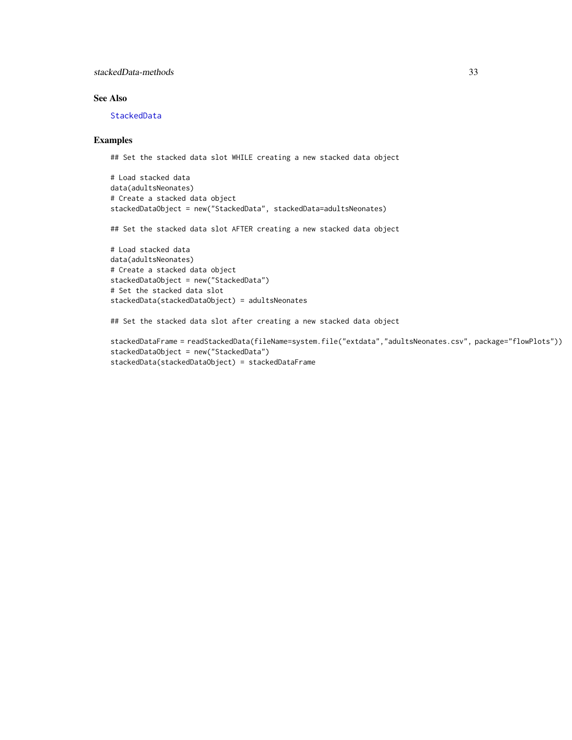## See Also

StackedData

## Examples

```
## Set the stacked data slot WHILE creating a new stacked data object

# Load stacked data
data(adultsNeonates)
# Create a stacked data object
stackedDataObject = new("StackedData", stackedData=adultsNeonates)

## Set the stacked data slot AFTER creating a new stacked data object

# Load stacked data
data(adultsNeonates)
# Create a stacked data object
stackedDataObject = new("StackedData")
# Set the stacked data slot
stackedData(stackedDataObject) = adultsNeonates

## Set the stacked data slot after creating a new stacked data object

stackedDataFrame = readStackedData(fileName=system.file("extdata","adultsNeonates.csv", package="flowPlots"))
stackedDataObject = new("StackedData")
stackedData(stackedDataObject) = stackedDataFrame
```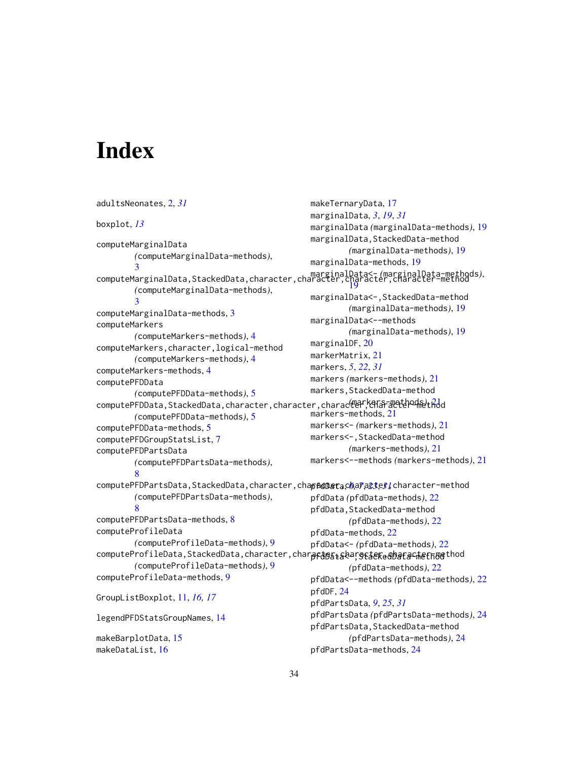# Index

adultsNeonates, 2, *31*

boxplot, *13*

computeMarginalData (computeMarginalData-methods), 3
computeMarginalData,StackedData,character,character,character,character-method (computeMarginalData-methods), 3
computeMarginalData-methods, 3
computeMarkers (computeMarkers-methods), 4
computeMarkers,character,logical-method (computeMarkers-methods), 4
computeMarkers-methods, 4
computePFDData (computePFDData-methods), 5
computePFDData,StackedData,character,character,character,character-method (computePFDData-methods), 5
computePFDData-methods, 5
computePFDGroupStatsList, 7
computePFDPartsData (computePFDPartsData-methods), 8
computePFDPartsData,StackedData,character,character,character,character-method (computePFDPartsData-methods), 8
computePFDPartsData-methods, 8
computeProfileData (computeProfileData-methods), 9
computeProfileData,StackedData,character,character,character,character-method (computeProfileData-methods), 9
computeProfileData-methods, 9

GroupListBoxplot, 11, *16*, *17*

legendPFDStatsGroupNames, 14

makeBarplotData, 15
makeDataList, 16
makeTernaryData, 17
marginalData, *3*, *19*, *31*
marginalData (marginalData-methods), 19
marginalData,StackedData-method (marginalData-methods), 19
marginalData-methods, 19
marginalData<- (marginalData-methods), 19
marginalData<-,StackedData-method (marginalData-methods), 19
marginalData<--methods (marginalData-methods), 19
marginalDF, 20
markerMatrix, 21
markers, *5*, *22*, *31*
markers (markers-methods), 21
markers,StackedData-method (markers-methods), 21
markers-methods, 21
markers<- (markers-methods), 21
markers<-,StackedData-method (markers-methods), 21
markers<--methods (markers-methods), 21

pfdData, *6*, *7*, *23*, *31*
pfdData (pfdData-methods), 22
pfdData,StackedData-method (pfdData-methods), 22
pfdData-methods, 22
pfdData<- (pfdData-methods), 22
pfdData<-,StackedData-method (pfdData-methods), 22
pfdData<--methods (pfdData-methods), 22
pfdDF, 24
pfdPartsData, *9*, *25*, *31*
pfdPartsData (pfdPartsData-methods), 24
pfdPartsData,StackedData-method (pfdPartsData-methods), 24
pfdPartsData-methods, 24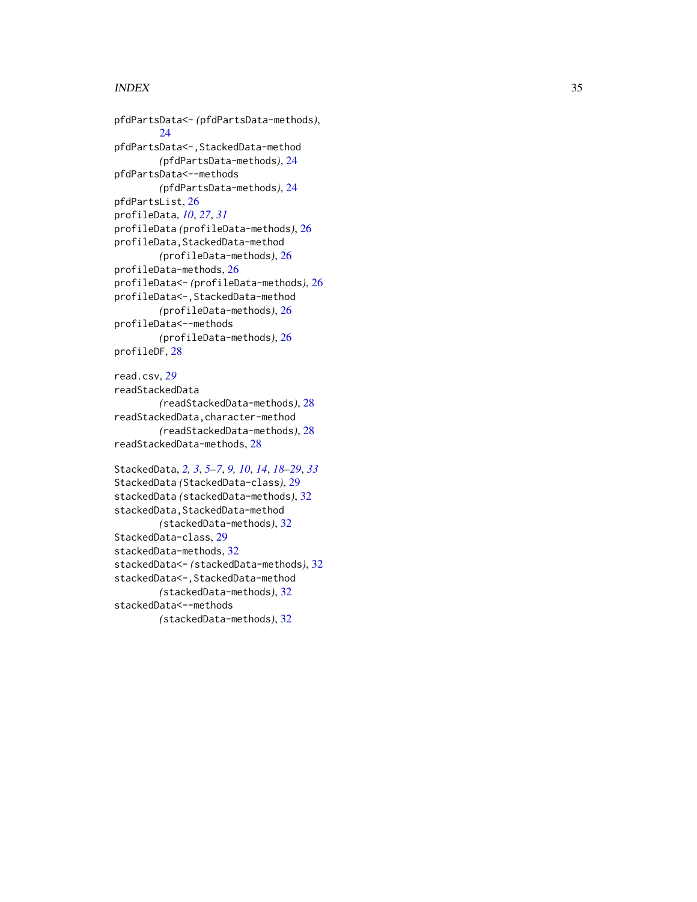pfdPartsData<- *(*pfdPartsData-methods*)*, 24
pfdPartsData<-,StackedData-method *(*pfdPartsData-methods*)*, 24
pfdPartsData<--methods *(*pfdPartsData-methods*)*, 24
pfdPartsList, 26
profileData, *10*, *27*, *31*
profileData *(*profileData-methods*)*, 26
profileData,StackedData-method *(*profileData-methods*)*, 26
profileData-methods, 26
profileData<- *(*profileData-methods*)*, 26
profileData<-,StackedData-method *(*profileData-methods*)*, 26
profileData<--methods *(*profileData-methods*)*, 26
profileDF, 28

read.csv, *29*
readStackedData *(*readStackedData-methods*)*, 28
readStackedData,character-method *(*readStackedData-methods*)*, 28
readStackedData-methods, 28

StackedData, *2, 3*, *5–7*, *9, 10*, *14*, *18–29*, *33*
StackedData *(*StackedData-class*)*, 29
stackedData *(*stackedData-methods*)*, 32
stackedData,StackedData-method *(*stackedData-methods*)*, 32
StackedData-class, 29
stackedData-methods, 32
stackedData<- *(*stackedData-methods*)*, 32
stackedData<-,StackedData-method *(*stackedData-methods*)*, 32
stackedData<--methods *(*stackedData-methods*)*, 32